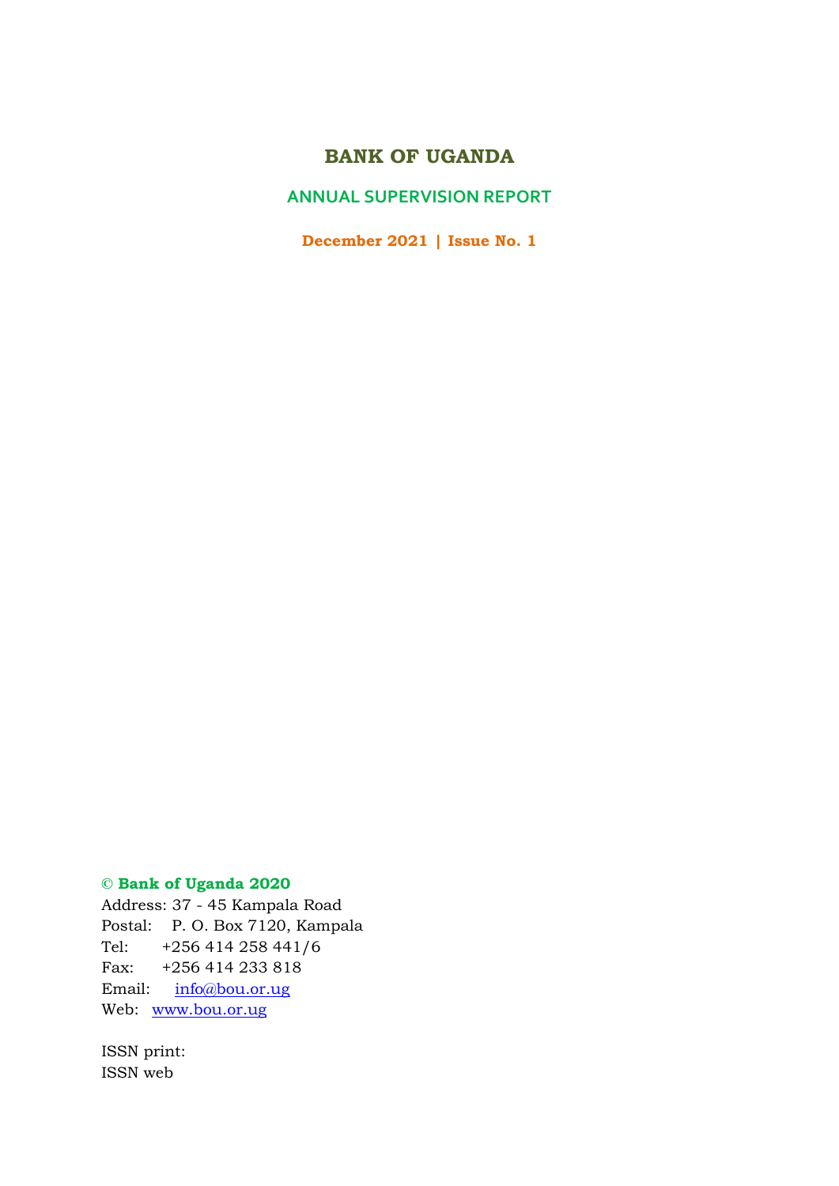# BANK OF UGANDA

## ANNUAL SUPERVISION REPORT

**December 2021 | Issue No. 1**

© **Bank of Uganda 2020**
Address: 37 - 45 Kampala Road
Postal: P. O. Box 7120, Kampala
Tel: +256 414 258 441/6
Fax: +256 414 233 818
Email: info@bou.or.ug
Web: www.bou.or.ug

ISSN print:
ISSN web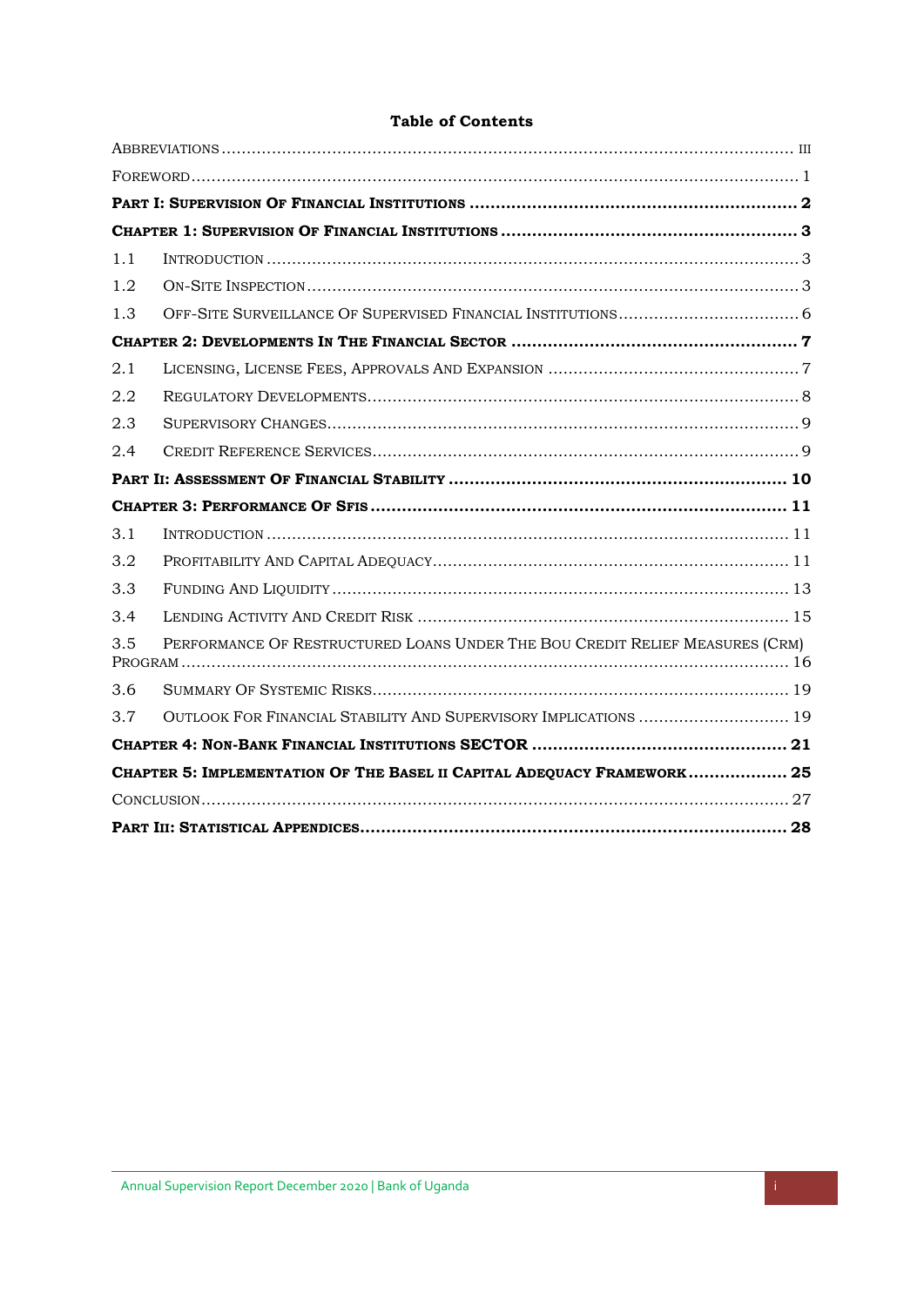**Table of Contents**

| | |
|---|---|
| Abbreviations | iii |
| Foreword | 1 |
| **Part I: Supervision Of Financial Institutions** | **2** |
| **Chapter 1: Supervision Of Financial Institutions** | **3** |
| 1.1 Introduction | 3 |
| 1.2 On-Site Inspection | 3 |
| 1.3 Off-Site Surveillance Of Supervised Financial Institutions | 6 |
| **Chapter 2: Developments In The Financial Sector** | **7** |
| 2.1 Licensing, License Fees, Approvals And Expansion | 7 |
| 2.2 Regulatory Developments | 8 |
| 2.3 Supervisory Changes | 9 |
| 2.4 Credit Reference Services | 9 |
| **Part II: Assessment Of Financial Stability** | **10** |
| **Chapter 3: Performance Of SFIs** | **11** |
| 3.1 Introduction | 11 |
| 3.2 Profitability And Capital Adequacy | 11 |
| 3.3 Funding And Liquidity | 13 |
| 3.4 Lending Activity And Credit Risk | 15 |
| 3.5 Performance Of Restructured Loans Under The BoU Credit Relief Measures (CRM) Program | 16 |
| 3.6 Summary Of Systemic Risks | 19 |
| 3.7 Outlook For Financial Stability And Supervisory Implications | 19 |
| **Chapter 4: Non-Bank Financial Institutions SECTOR** | **21** |
| **Chapter 5: Implementation Of The Basel II Capital Adequacy Framework** | **25** |
| Conclusion | 27 |
| **Part III: Statistical Appendices** | **28** |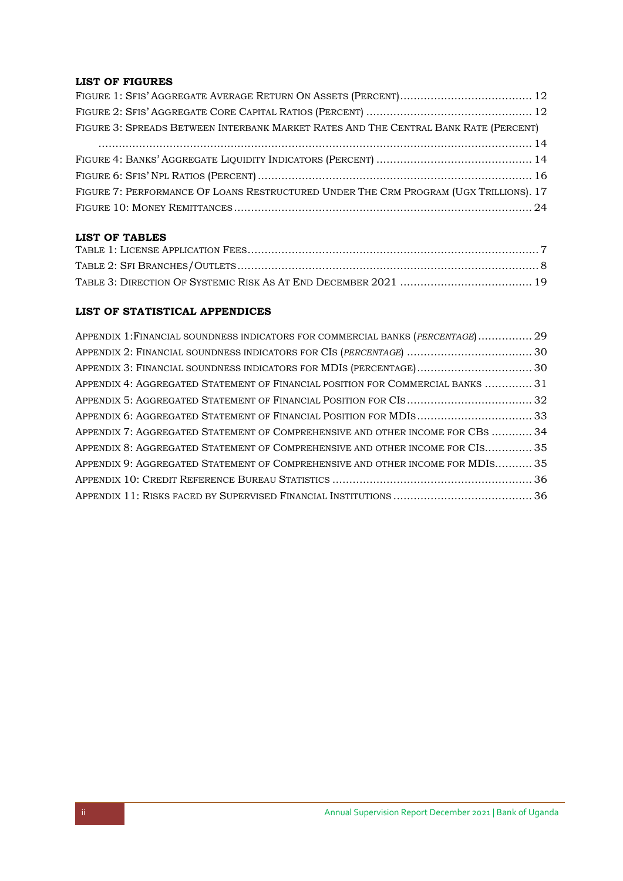**LIST OF FIGURES**

FIGURE 1: SFIS' AGGREGATE AVERAGE RETURN ON ASSETS (PERCENT)....................................... 12
FIGURE 2: SFIS' AGGREGATE CORE CAPITAL RATIOS (PERCENT) ................................................. 12
FIGURE 3: SPREADS BETWEEN INTERBANK MARKET RATES AND THE CENTRAL BANK RATE (PERCENT) .................................................................................................................................... 14
FIGURE 4: BANKS' AGGREGATE LIQUIDITY INDICATORS (PERCENT) .............................................. 14
FIGURE 6: SFIS' NPL RATIOS (PERCENT) ................................................................................... 16
FIGURE 7: PERFORMANCE OF LOANS RESTRUCTURED UNDER THE CRM PROGRAM (UGX TRILLIONS). 17
FIGURE 10: MONEY REMITTANCES ............................................................................................ 24

**LIST OF TABLES**

TABLE 1: LICENSE APPLICATION FEES....................................................................................... 7
TABLE 2: SFI BRANCHES/OUTLETS............................................................................................ 8
TABLE 3: DIRECTION OF SYSTEMIC RISK AS AT END DECEMBER 2021 ....................................... 19

**LIST OF STATISTICAL APPENDICES**

APPENDIX 1:FINANCIAL SOUNDNESS INDICATORS FOR COMMERCIAL BANKS (*PERCENTAGE*)................ 29
APPENDIX 2: FINANCIAL SOUNDNESS INDICATORS FOR CIS (*PERCENTAGE*) ..................................... 30
APPENDIX 3: FINANCIAL SOUNDNESS INDICATORS FOR MDIS (PERCENTAGE).................................. 30
APPENDIX 4: AGGREGATED STATEMENT OF FINANCIAL POSITION FOR COMMERCIAL BANKS .............. 31
APPENDIX 5: AGGREGATED STATEMENT OF FINANCIAL POSITION FOR CIS..................................... 32
APPENDIX 6: AGGREGATED STATEMENT OF FINANCIAL POSITION FOR MDIS.................................. 33
APPENDIX 7: AGGREGATED STATEMENT OF COMPREHENSIVE AND OTHER INCOME FOR CBS ............ 34
APPENDIX 8: AGGREGATED STATEMENT OF COMPREHENSIVE AND OTHER INCOME FOR CIS.............. 35
APPENDIX 9: AGGREGATED STATEMENT OF COMPREHENSIVE AND OTHER INCOME FOR MDIS........... 35
APPENDIX 10: CREDIT REFERENCE BUREAU STATISTICS ........................................................... 36
APPENDIX 11: RISKS FACED BY SUPERVISED FINANCIAL INSTITUTIONS ......................................... 36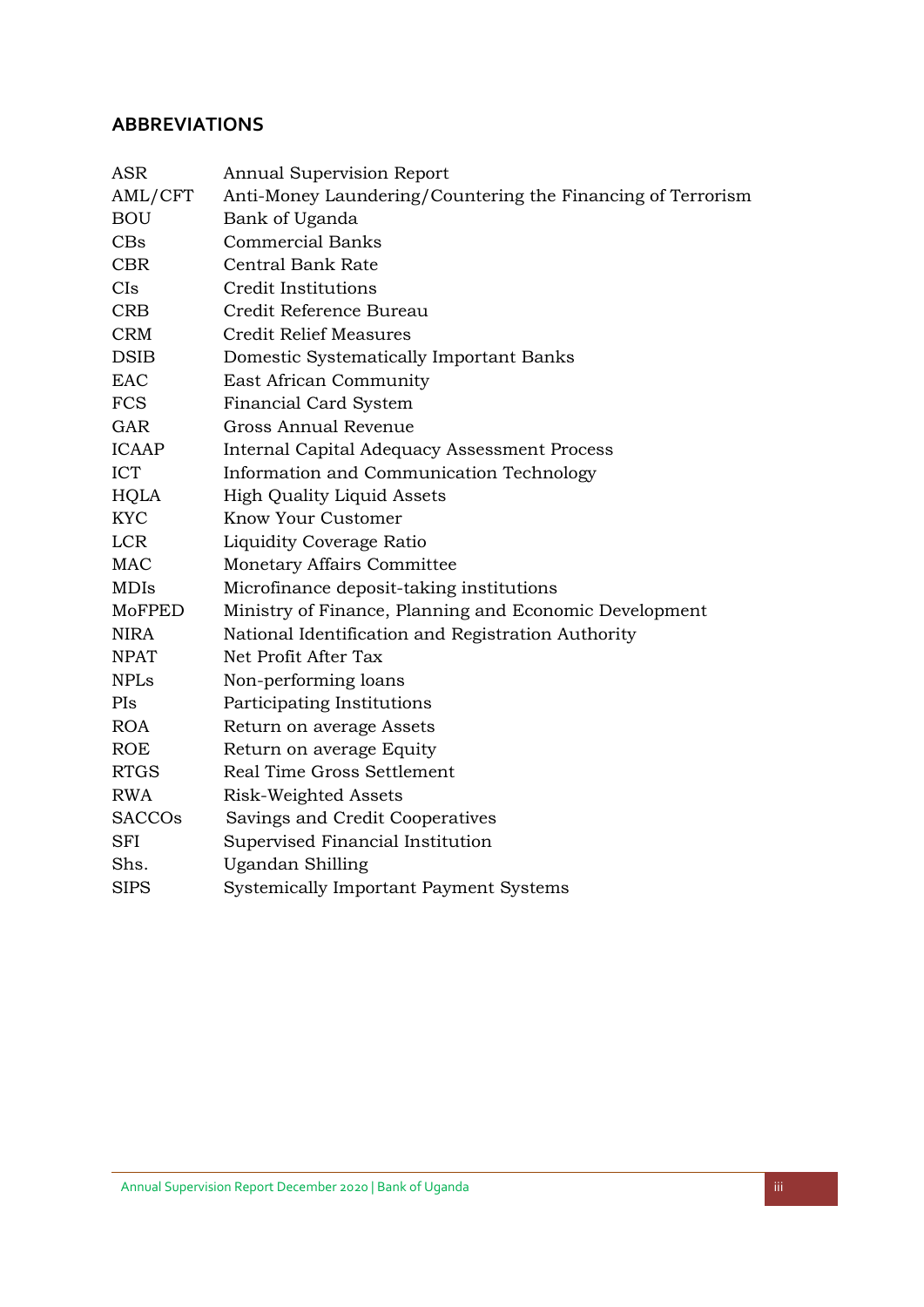## ABBREVIATIONS

| | |
|---|---|
| ASR | Annual Supervision Report |
| AML/CFT | Anti-Money Laundering/Countering the Financing of Terrorism |
| BOU | Bank of Uganda |
| CBs | Commercial Banks |
| CBR | Central Bank Rate |
| CIs | Credit Institutions |
| CRB | Credit Reference Bureau |
| CRM | Credit Relief Measures |
| DSIB | Domestic Systematically Important Banks |
| EAC | East African Community |
| FCS | Financial Card System |
| GAR | Gross Annual Revenue |
| ICAAP | Internal Capital Adequacy Assessment Process |
| ICT | Information and Communication Technology |
| HQLA | High Quality Liquid Assets |
| KYC | Know Your Customer |
| LCR | Liquidity Coverage Ratio |
| MAC | Monetary Affairs Committee |
| MDIs | Microfinance deposit-taking institutions |
| MoFPED | Ministry of Finance, Planning and Economic Development |
| NIRA | National Identification and Registration Authority |
| NPAT | Net Profit After Tax |
| NPLs | Non-performing loans |
| PIs | Participating Institutions |
| ROA | Return on average Assets |
| ROE | Return on average Equity |
| RTGS | Real Time Gross Settlement |
| RWA | Risk-Weighted Assets |
| SACCOs | Savings and Credit Cooperatives |
| SFI | Supervised Financial Institution |
| Shs. | Ugandan Shilling |
| SIPS | Systemically Important Payment Systems |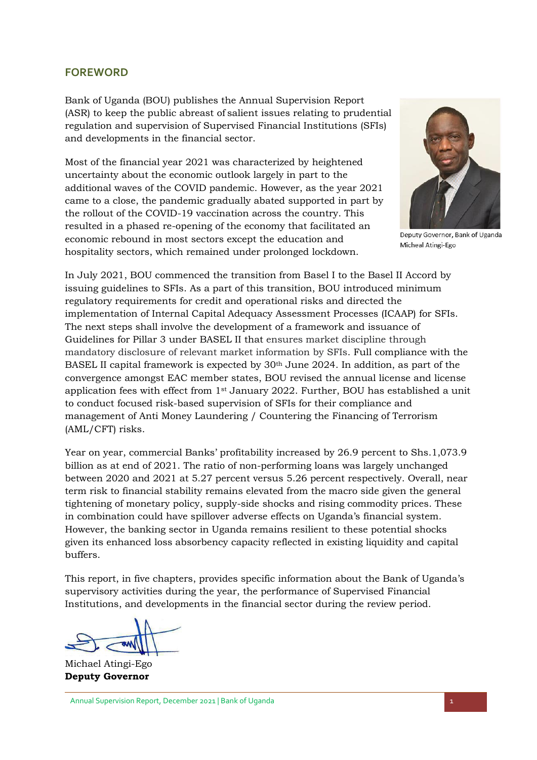## FOREWORD

Bank of Uganda (BOU) publishes the Annual Supervision Report (ASR) to keep the public abreast of salient issues relating to prudential regulation and supervision of Supervised Financial Institutions (SFIs) and developments in the financial sector.

Most of the financial year 2021 was characterized by heightened uncertainty about the economic outlook largely in part to the additional waves of the COVID pandemic. However, as the year 2021 came to a close, the pandemic gradually abated supported in part by the rollout of the COVID-19 vaccination across the country. This resulted in a phased re-opening of the economy that facilitated an economic rebound in most sectors except the education and hospitality sectors, which remained under prolonged lockdown.

Deputy Governor, Bank of Uganda
Micheal Atingi-Ego

In July 2021, BOU commenced the transition from Basel I to the Basel II Accord by issuing guidelines to SFIs. As a part of this transition, BOU introduced minimum regulatory requirements for credit and operational risks and directed the implementation of Internal Capital Adequacy Assessment Processes (ICAAP) for SFIs. The next steps shall involve the development of a framework and issuance of Guidelines for Pillar 3 under BASEL II that ensures market discipline through mandatory disclosure of relevant market information by SFIs. Full compliance with the BASEL II capital framework is expected by 30th June 2024. In addition, as part of the convergence amongst EAC member states, BOU revised the annual license and license application fees with effect from 1st January 2022. Further, BOU has established a unit to conduct focused risk-based supervision of SFIs for their compliance and management of Anti Money Laundering / Countering the Financing of Terrorism (AML/CFT) risks.

Year on year, commercial Banks' profitability increased by 26.9 percent to Shs.1,073.9 billion as at end of 2021. The ratio of non-performing loans was largely unchanged between 2020 and 2021 at 5.27 percent versus 5.26 percent respectively. Overall, near term risk to financial stability remains elevated from the macro side given the general tightening of monetary policy, supply-side shocks and rising commodity prices. These in combination could have spillover adverse effects on Uganda's financial system. However, the banking sector in Uganda remains resilient to these potential shocks given its enhanced loss absorbency capacity reflected in existing liquidity and capital buffers.

This report, in five chapters, provides specific information about the Bank of Uganda's supervisory activities during the year, the performance of Supervised Financial Institutions, and developments in the financial sector during the review period.

Michael Atingi-Ego
**Deputy Governor**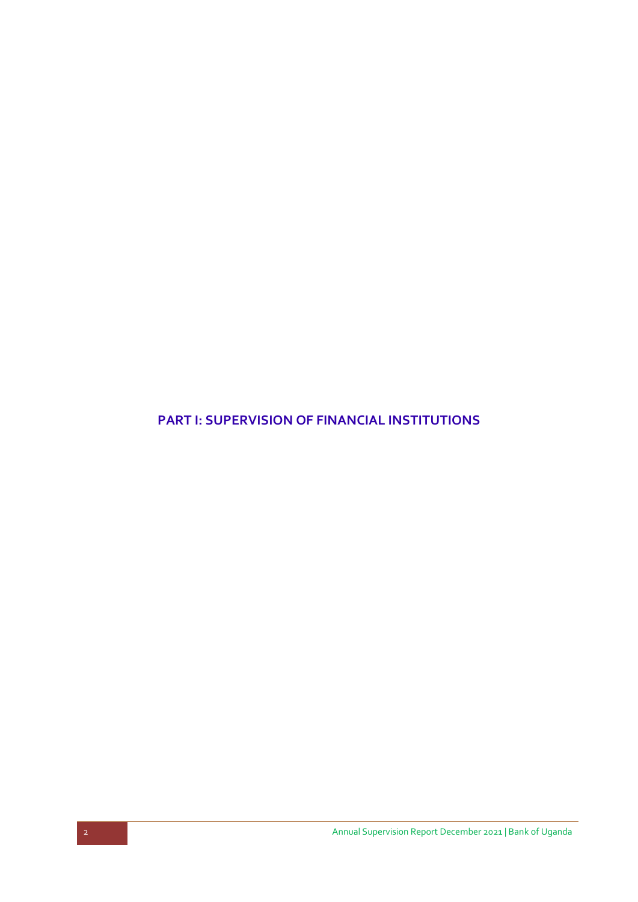# PART I: SUPERVISION OF FINANCIAL INSTITUTIONS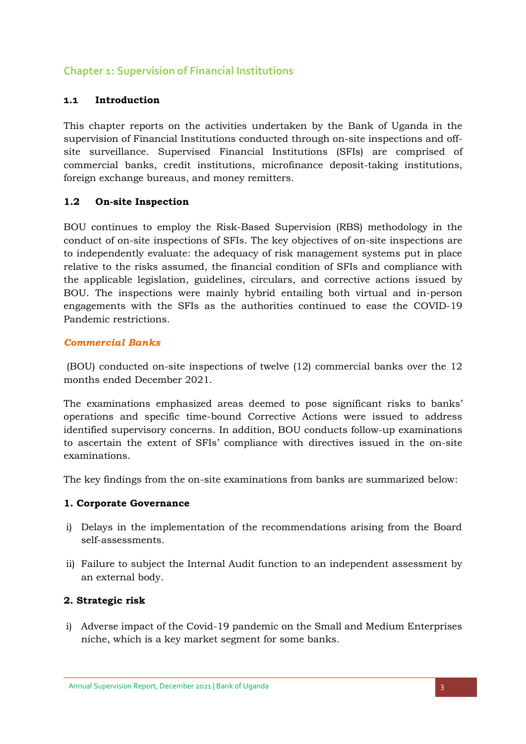# Chapter 1: Supervision of Financial Institutions

## 1.1 Introduction

This chapter reports on the activities undertaken by the Bank of Uganda in the supervision of Financial Institutions conducted through on-site inspections and off-site surveillance. Supervised Financial Institutions (SFIs) are comprised of commercial banks, credit institutions, microfinance deposit-taking institutions, foreign exchange bureaus, and money remitters.

## 1.2 On-site Inspection

BOU continues to employ the Risk-Based Supervision (RBS) methodology in the conduct of on-site inspections of SFIs. The key objectives of on-site inspections are to independently evaluate: the adequacy of risk management systems put in place relative to the risks assumed, the financial condition of SFIs and compliance with the applicable legislation, guidelines, circulars, and corrective actions issued by BOU. The inspections were mainly hybrid entailing both virtual and in-person engagements with the SFIs as the authorities continued to ease the COVID-19 Pandemic restrictions.

### *Commercial Banks*

(BOU) conducted on-site inspections of twelve (12) commercial banks over the 12 months ended December 2021.

The examinations emphasized areas deemed to pose significant risks to banks' operations and specific time-bound Corrective Actions were issued to address identified supervisory concerns. In addition, BOU conducts follow-up examinations to ascertain the extent of SFIs' compliance with directives issued in the on-site examinations.

The key findings from the on-site examinations from banks are summarized below:

**1. Corporate Governance**

i) Delays in the implementation of the recommendations arising from the Board self-assessments.

ii) Failure to subject the Internal Audit function to an independent assessment by an external body.

**2. Strategic risk**

i) Adverse impact of the Covid-19 pandemic on the Small and Medium Enterprises niche, which is a key market segment for some banks.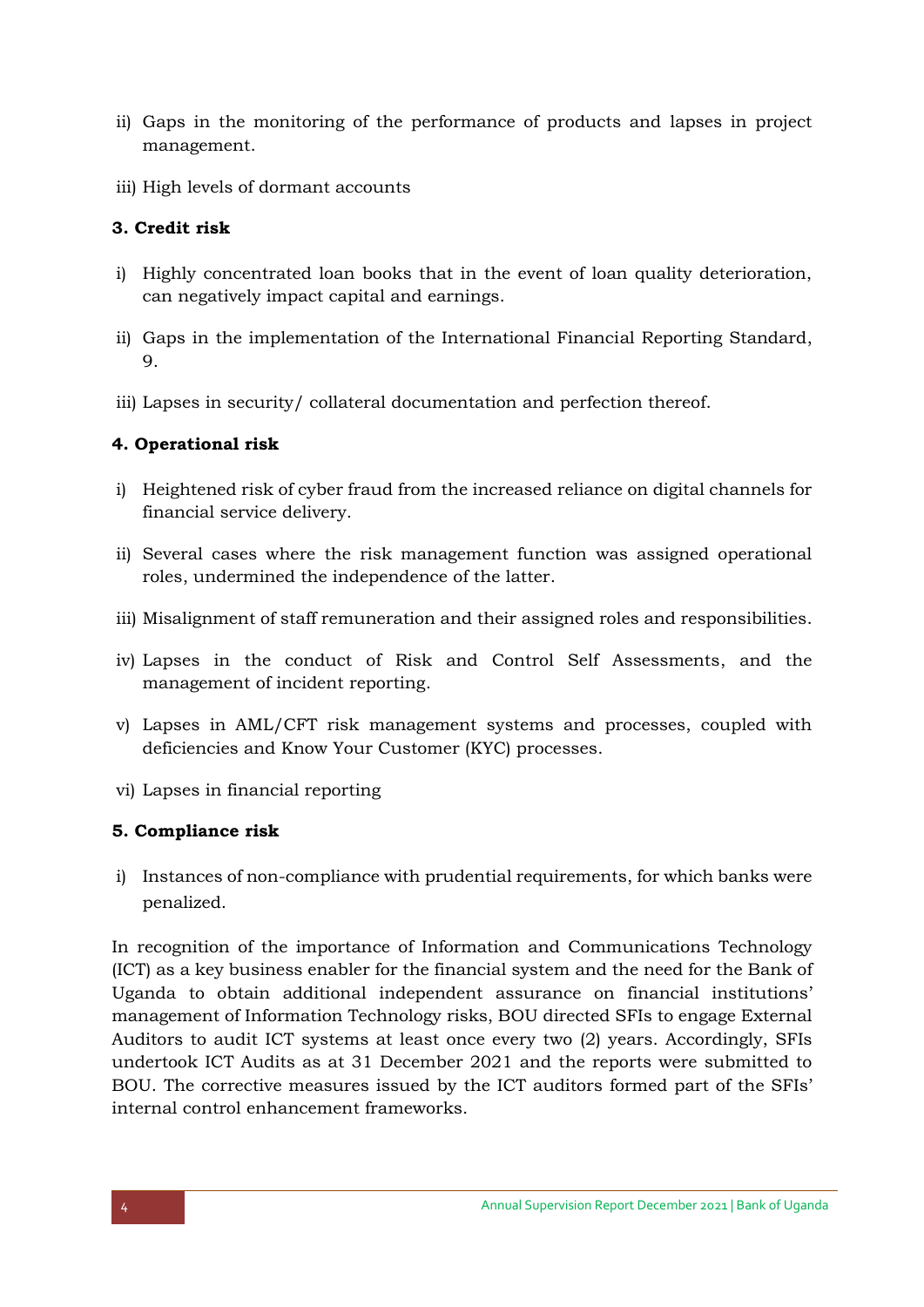ii) Gaps in the monitoring of the performance of products and lapses in project management.

iii) High levels of dormant accounts

**3. Credit risk**

i) Highly concentrated loan books that in the event of loan quality deterioration, can negatively impact capital and earnings.

ii) Gaps in the implementation of the International Financial Reporting Standard, 9.

iii) Lapses in security/ collateral documentation and perfection thereof.

**4. Operational risk**

i) Heightened risk of cyber fraud from the increased reliance on digital channels for financial service delivery.

ii) Several cases where the risk management function was assigned operational roles, undermined the independence of the latter.

iii) Misalignment of staff remuneration and their assigned roles and responsibilities.

iv) Lapses in the conduct of Risk and Control Self Assessments, and the management of incident reporting.

v) Lapses in AML/CFT risk management systems and processes, coupled with deficiencies and Know Your Customer (KYC) processes.

vi) Lapses in financial reporting

**5. Compliance risk**

i) Instances of non-compliance with prudential requirements, for which banks were penalized.

In recognition of the importance of Information and Communications Technology (ICT) as a key business enabler for the financial system and the need for the Bank of Uganda to obtain additional independent assurance on financial institutions' management of Information Technology risks, BOU directed SFIs to engage External Auditors to audit ICT systems at least once every two (2) years. Accordingly, SFIs undertook ICT Audits as at 31 December 2021 and the reports were submitted to BOU. The corrective measures issued by the ICT auditors formed part of the SFIs' internal control enhancement frameworks.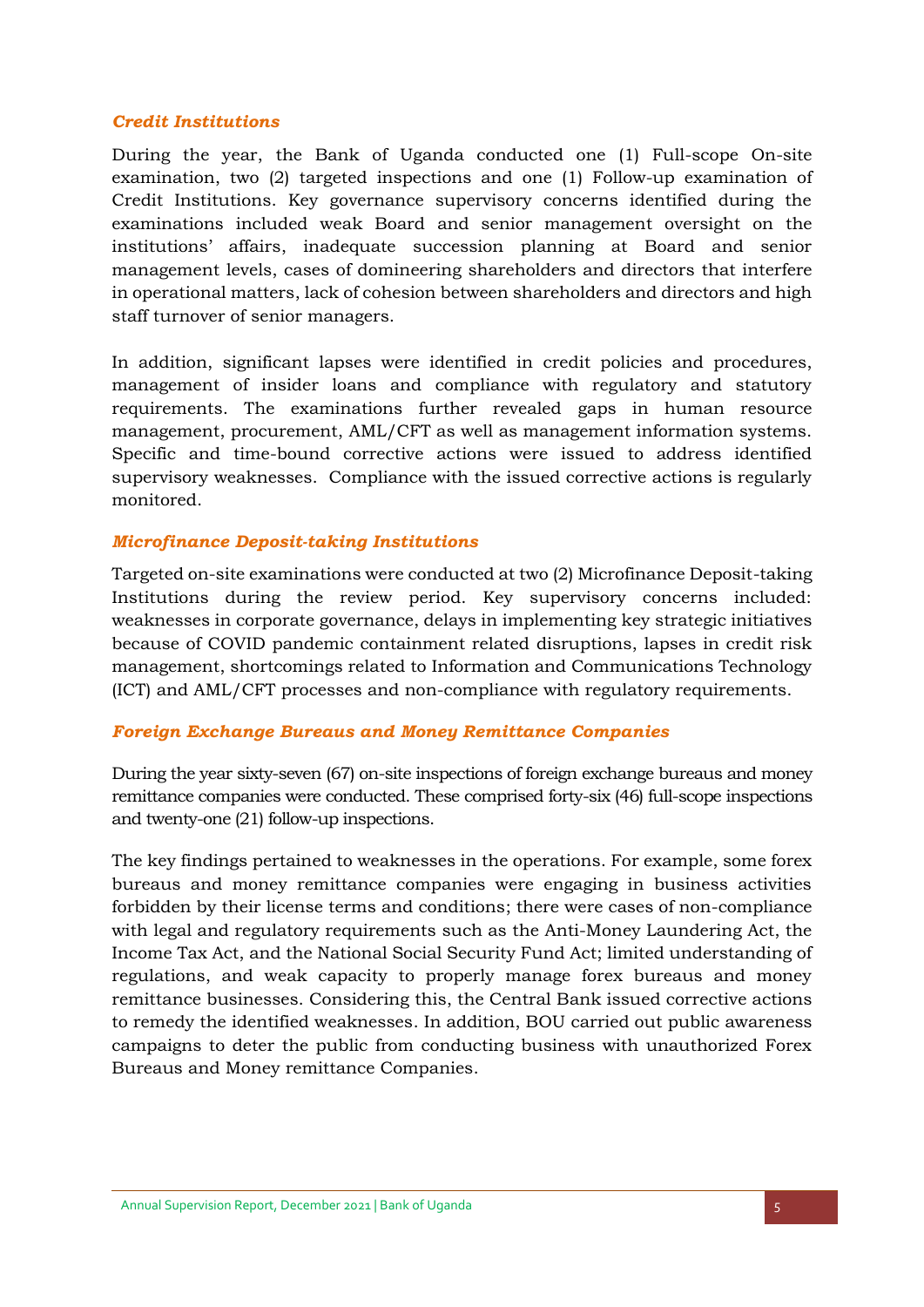### *Credit Institutions*

During the year, the Bank of Uganda conducted one (1) Full-scope On-site examination, two (2) targeted inspections and one (1) Follow-up examination of Credit Institutions. Key governance supervisory concerns identified during the examinations included weak Board and senior management oversight on the institutions' affairs, inadequate succession planning at Board and senior management levels, cases of domineering shareholders and directors that interfere in operational matters, lack of cohesion between shareholders and directors and high staff turnover of senior managers.

In addition, significant lapses were identified in credit policies and procedures, management of insider loans and compliance with regulatory and statutory requirements. The examinations further revealed gaps in human resource management, procurement, AML/CFT as well as management information systems. Specific and time-bound corrective actions were issued to address identified supervisory weaknesses. Compliance with the issued corrective actions is regularly monitored.

### *Microfinance Deposit-taking Institutions*

Targeted on-site examinations were conducted at two (2) Microfinance Deposit-taking Institutions during the review period. Key supervisory concerns included: weaknesses in corporate governance, delays in implementing key strategic initiatives because of COVID pandemic containment related disruptions, lapses in credit risk management, shortcomings related to Information and Communications Technology (ICT) and AML/CFT processes and non-compliance with regulatory requirements.

### *Foreign Exchange Bureaus and Money Remittance Companies*

During the year sixty-seven (67) on-site inspections of foreign exchange bureaus and money remittance companies were conducted. These comprised forty-six (46) full-scope inspections and twenty-one (21) follow-up inspections.

The key findings pertained to weaknesses in the operations. For example, some forex bureaus and money remittance companies were engaging in business activities forbidden by their license terms and conditions; there were cases of non-compliance with legal and regulatory requirements such as the Anti-Money Laundering Act, the Income Tax Act, and the National Social Security Fund Act; limited understanding of regulations, and weak capacity to properly manage forex bureaus and money remittance businesses. Considering this, the Central Bank issued corrective actions to remedy the identified weaknesses. In addition, BOU carried out public awareness campaigns to deter the public from conducting business with unauthorized Forex Bureaus and Money remittance Companies.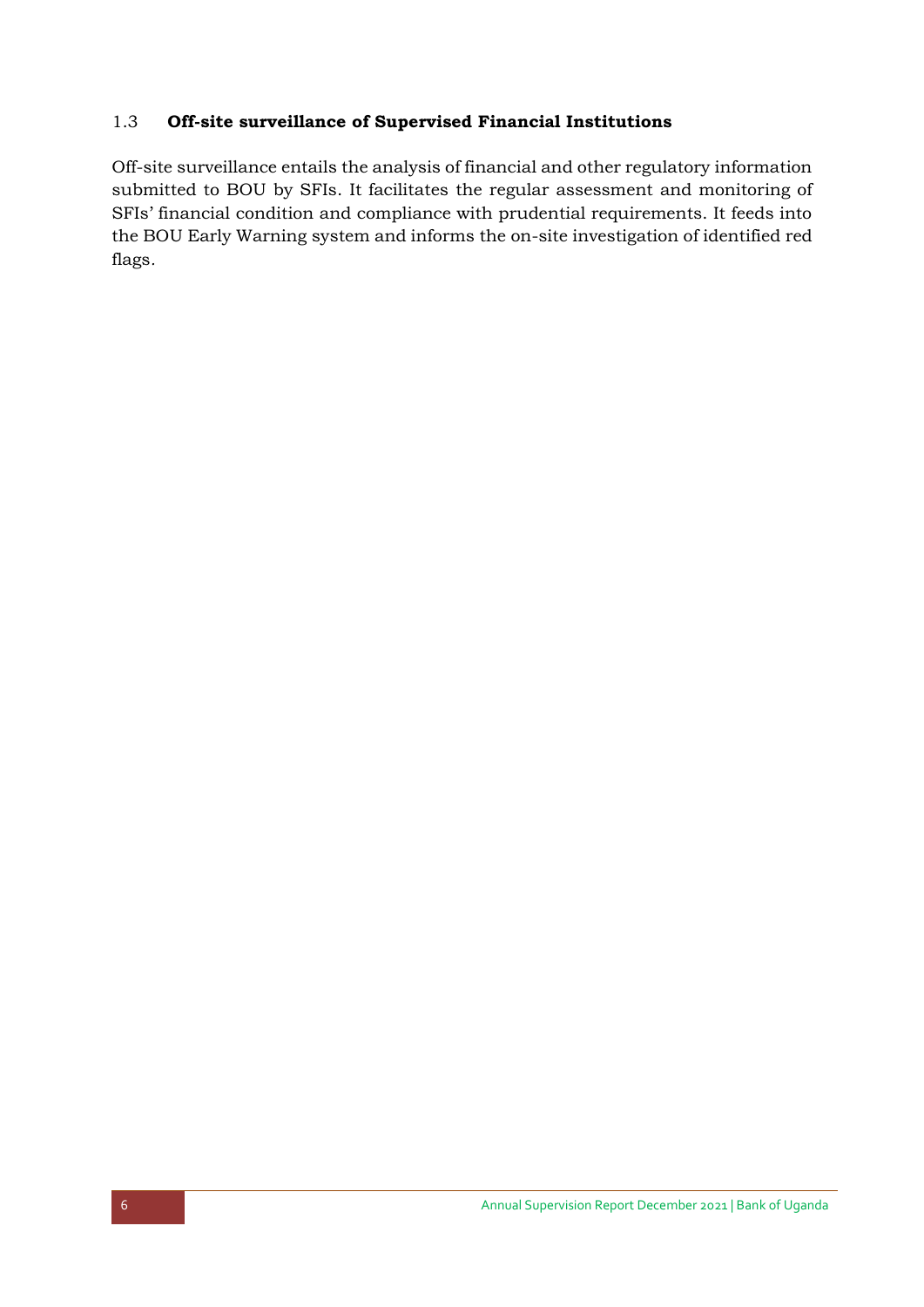## 1.3 Off-site surveillance of Supervised Financial Institutions

Off-site surveillance entails the analysis of financial and other regulatory information submitted to BOU by SFIs. It facilitates the regular assessment and monitoring of SFIs' financial condition and compliance with prudential requirements. It feeds into the BOU Early Warning system and informs the on-site investigation of identified red flags.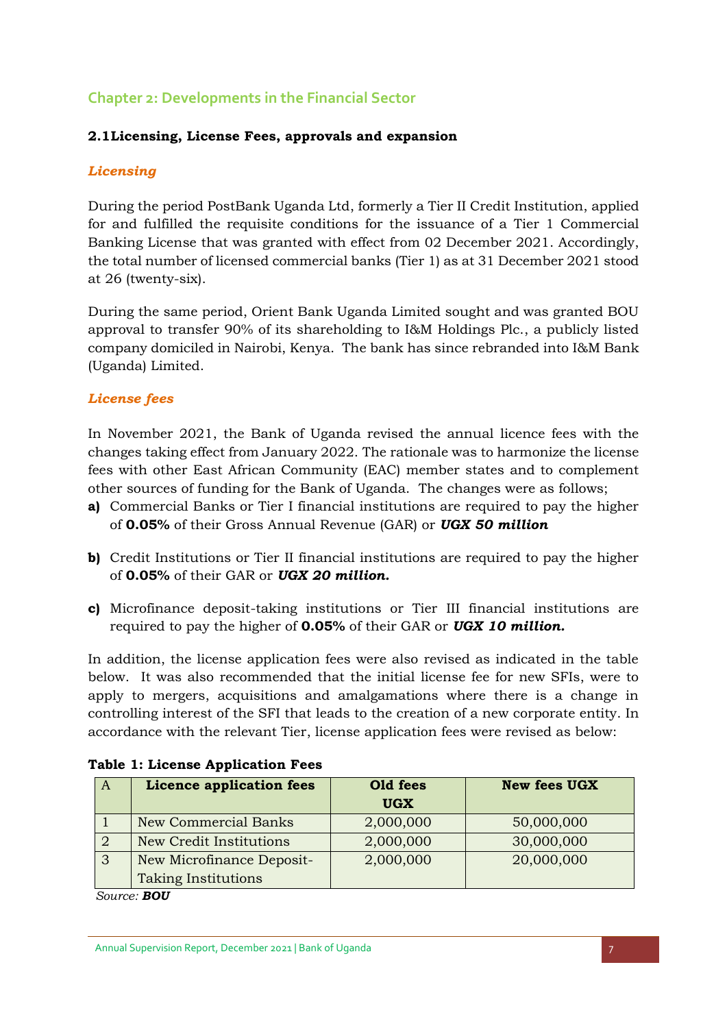## Chapter 2: Developments in the Financial Sector

### 2.1 Licensing, License Fees, approvals and expansion

***Licensing***

During the period PostBank Uganda Ltd, formerly a Tier II Credit Institution, applied for and fulfilled the requisite conditions for the issuance of a Tier 1 Commercial Banking License that was granted with effect from 02 December 2021. Accordingly, the total number of licensed commercial banks (Tier 1) as at 31 December 2021 stood at 26 (twenty-six).

During the same period, Orient Bank Uganda Limited sought and was granted BOU approval to transfer 90% of its shareholding to I&M Holdings Plc., a publicly listed company domiciled in Nairobi, Kenya. The bank has since rebranded into I&M Bank (Uganda) Limited.

***License fees***

In November 2021, the Bank of Uganda revised the annual licence fees with the changes taking effect from January 2022. The rationale was to harmonize the license fees with other East African Community (EAC) member states and to complement other sources of funding for the Bank of Uganda. The changes were as follows;

**a)** Commercial Banks or Tier I financial institutions are required to pay the higher of **0.05%** of their Gross Annual Revenue (GAR) or ***UGX 50 million***

**b)** Credit Institutions or Tier II financial institutions are required to pay the higher of **0.05%** of their GAR or ***UGX 20 million.***

**c)** Microfinance deposit-taking institutions or Tier III financial institutions are required to pay the higher of **0.05%** of their GAR or ***UGX 10 million.***

In addition, the license application fees were also revised as indicated in the table below. It was also recommended that the initial license fee for new SFIs, were to apply to mergers, acquisitions and amalgamations where there is a change in controlling interest of the SFI that leads to the creation of a new corporate entity. In accordance with the relevant Tier, license application fees were revised as below:

**Table 1: License Application Fees**

| A | Licence application fees | Old fees UGX | New fees UGX |
|---|---|---|---|
| 1 | New Commercial Banks | 2,000,000 | 50,000,000 |
| 2 | New Credit Institutions | 2,000,000 | 30,000,000 |
| 3 | New Microfinance Deposit-Taking Institutions | 2,000,000 | 20,000,000 |

*Source:* ***BOU***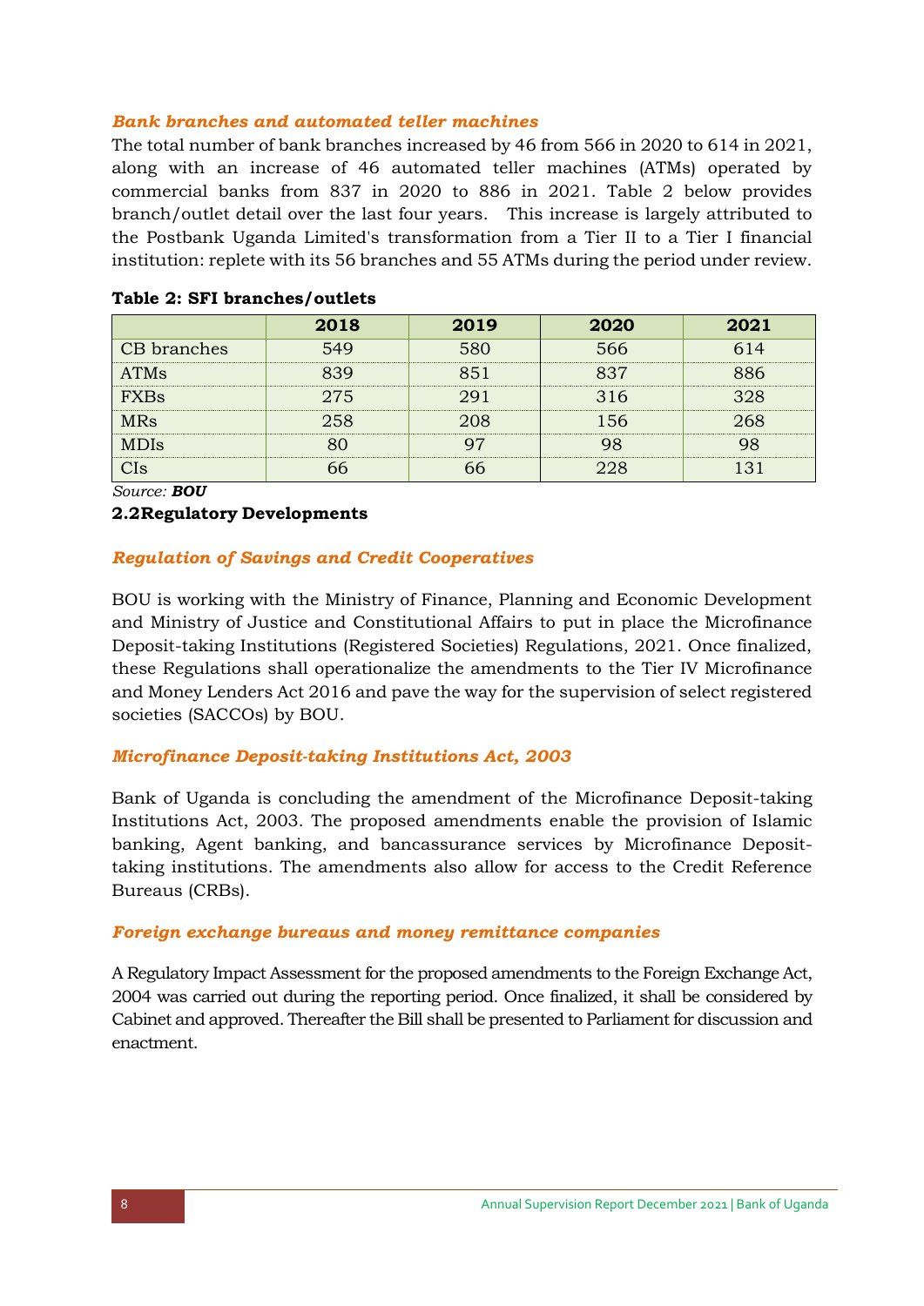### *Bank branches and automated teller machines*

The total number of bank branches increased by 46 from 566 in 2020 to 614 in 2021, along with an increase of 46 automated teller machines (ATMs) operated by commercial banks from 837 in 2020 to 886 in 2021. Table 2 below provides branch/outlet detail over the last four years. This increase is largely attributed to the Postbank Uganda Limited's transformation from a Tier II to a Tier I financial institution: replete with its 56 branches and 55 ATMs during the period under review.

**Table 2: SFI branches/outlets**

| | 2018 | 2019 | 2020 | 2021 |
|---|---|---|---|---|
| CB branches | 549 | 580 | 566 | 614 |
| ATMs | 839 | 851 | 837 | 886 |
| FXBs | 275 | 291 | 316 | 328 |
| MRs | 258 | 208 | 156 | 268 |
| MDIs | 80 | 97 | 98 | 98 |
| CIs | 66 | 66 | 228 | 131 |

*Source:* ***BOU***

## 2.2Regulatory Developments

### *Regulation of Savings and Credit Cooperatives*

BOU is working with the Ministry of Finance, Planning and Economic Development and Ministry of Justice and Constitutional Affairs to put in place the Microfinance Deposit-taking Institutions (Registered Societies) Regulations, 2021. Once finalized, these Regulations shall operationalize the amendments to the Tier IV Microfinance and Money Lenders Act 2016 and pave the way for the supervision of select registered societies (SACCOs) by BOU.

### *Microfinance Deposit-taking Institutions Act, 2003*

Bank of Uganda is concluding the amendment of the Microfinance Deposit-taking Institutions Act, 2003. The proposed amendments enable the provision of Islamic banking, Agent banking, and bancassurance services by Microfinance Deposit-taking institutions. The amendments also allow for access to the Credit Reference Bureaus (CRBs).

### *Foreign exchange bureaus and money remittance companies*

A Regulatory Impact Assessment for the proposed amendments to the Foreign Exchange Act, 2004 was carried out during the reporting period. Once finalized, it shall be considered by Cabinet and approved. Thereafter the Bill shall be presented to Parliament for discussion and enactment.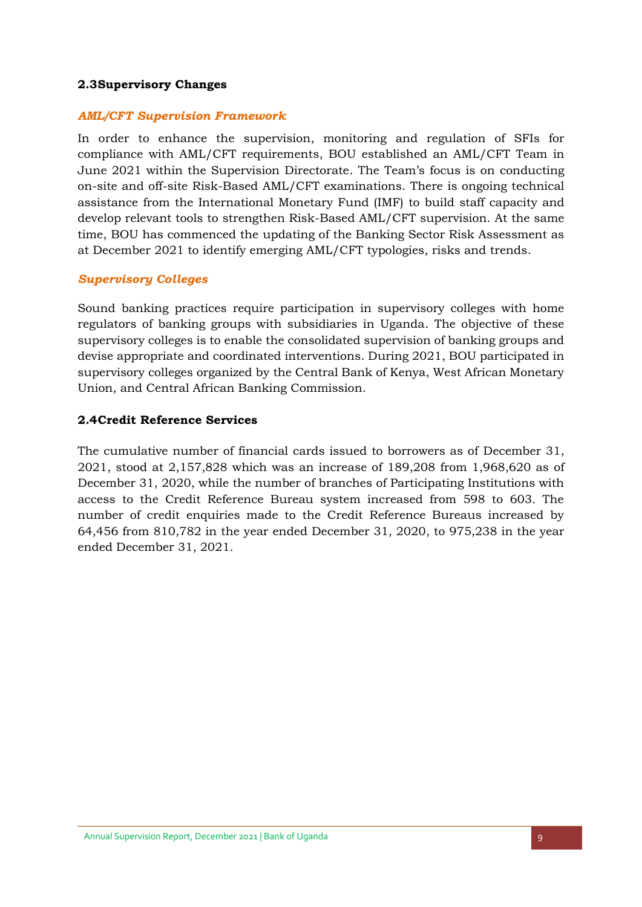## 2.3 Supervisory Changes

***AML/CFT Supervision Framework***

In order to enhance the supervision, monitoring and regulation of SFIs for compliance with AML/CFT requirements, BOU established an AML/CFT Team in June 2021 within the Supervision Directorate. The Team's focus is on conducting on-site and off-site Risk-Based AML/CFT examinations. There is ongoing technical assistance from the International Monetary Fund (IMF) to build staff capacity and develop relevant tools to strengthen Risk-Based AML/CFT supervision. At the same time, BOU has commenced the updating of the Banking Sector Risk Assessment as at December 2021 to identify emerging AML/CFT typologies, risks and trends.

***Supervisory Colleges***

Sound banking practices require participation in supervisory colleges with home regulators of banking groups with subsidiaries in Uganda. The objective of these supervisory colleges is to enable the consolidated supervision of banking groups and devise appropriate and coordinated interventions. During 2021, BOU participated in supervisory colleges organized by the Central Bank of Kenya, West African Monetary Union, and Central African Banking Commission.

## 2.4 Credit Reference Services

The cumulative number of financial cards issued to borrowers as of December 31, 2021, stood at 2,157,828 which was an increase of 189,208 from 1,968,620 as of December 31, 2020, while the number of branches of Participating Institutions with access to the Credit Reference Bureau system increased from 598 to 603. The number of credit enquiries made to the Credit Reference Bureaus increased by 64,456 from 810,782 in the year ended December 31, 2020, to 975,238 in the year ended December 31, 2021.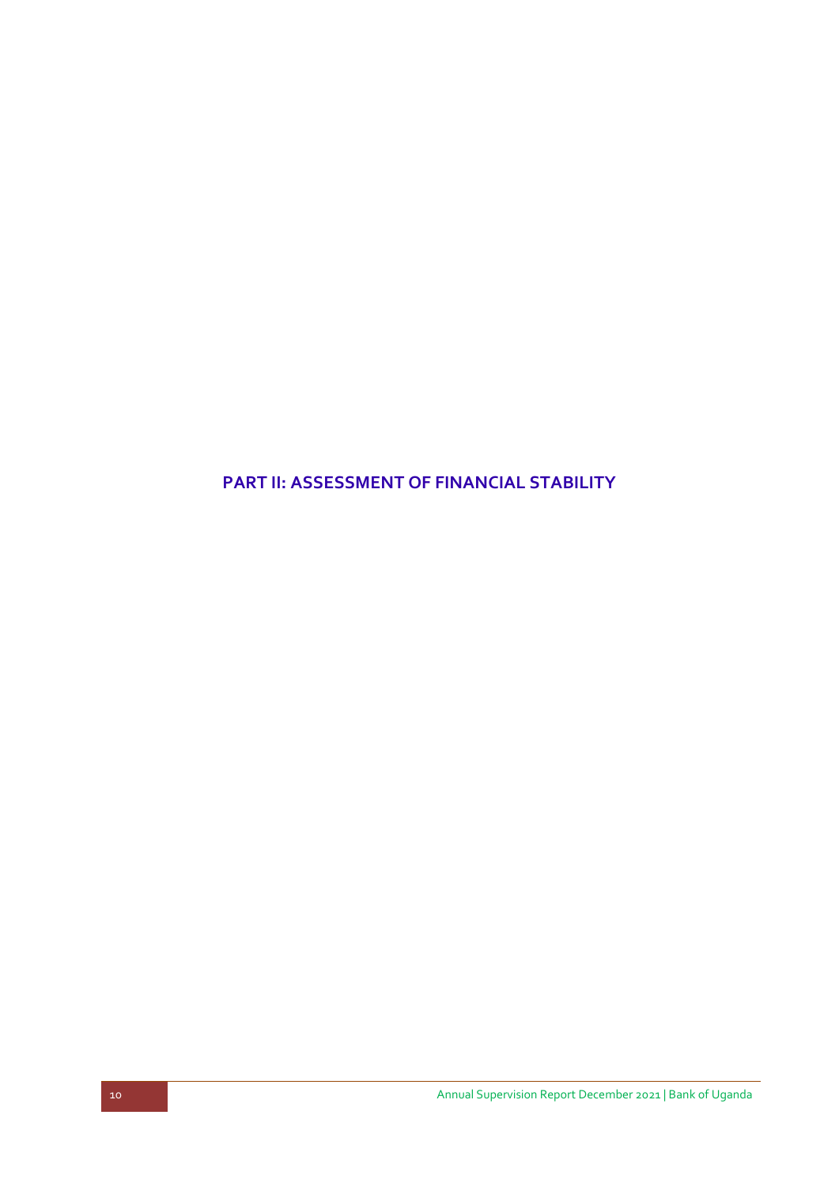# PART II: ASSESSMENT OF FINANCIAL STABILITY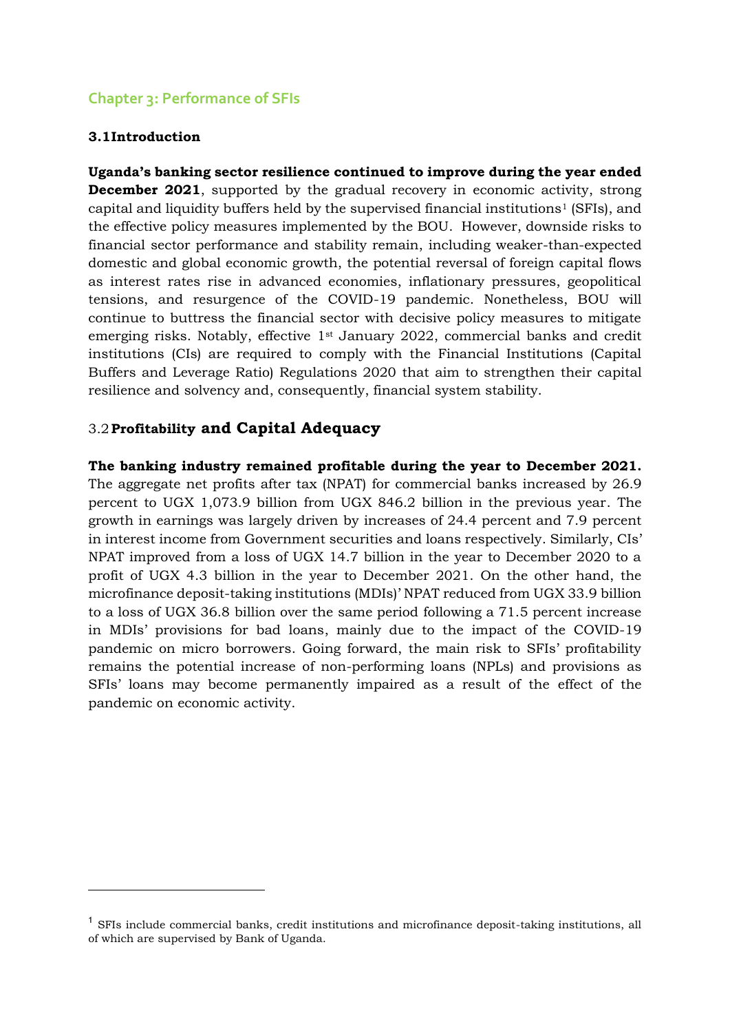## Chapter 3: Performance of SFIs

### 3.1 Introduction

**Uganda's banking sector resilience continued to improve during the year ended December 2021**, supported by the gradual recovery in economic activity, strong capital and liquidity buffers held by the supervised financial institutions[1] (SFIs), and the effective policy measures implemented by the BOU. However, downside risks to financial sector performance and stability remain, including weaker-than-expected domestic and global economic growth, the potential reversal of foreign capital flows as interest rates rise in advanced economies, inflationary pressures, geopolitical tensions, and resurgence of the COVID-19 pandemic. Nonetheless, BOU will continue to buttress the financial sector with decisive policy measures to mitigate emerging risks. Notably, effective 1st January 2022, commercial banks and credit institutions (CIs) are required to comply with the Financial Institutions (Capital Buffers and Leverage Ratio) Regulations 2020 that aim to strengthen their capital resilience and solvency and, consequently, financial system stability.

### 3.2 Profitability and Capital Adequacy

**The banking industry remained profitable during the year to December 2021.** The aggregate net profits after tax (NPAT) for commercial banks increased by 26.9 percent to UGX 1,073.9 billion from UGX 846.2 billion in the previous year. The growth in earnings was largely driven by increases of 24.4 percent and 7.9 percent in interest income from Government securities and loans respectively. Similarly, CIs' NPAT improved from a loss of UGX 14.7 billion in the year to December 2020 to a profit of UGX 4.3 billion in the year to December 2021. On the other hand, the microfinance deposit-taking institutions (MDIs)' NPAT reduced from UGX 33.9 billion to a loss of UGX 36.8 billion over the same period following a 71.5 percent increase in MDIs' provisions for bad loans, mainly due to the impact of the COVID-19 pandemic on micro borrowers. Going forward, the main risk to SFIs' profitability remains the potential increase of non-performing loans (NPLs) and provisions as SFIs' loans may become permanently impaired as a result of the effect of the pandemic on economic activity.

[1] SFIs include commercial banks, credit institutions and microfinance deposit-taking institutions, all of which are supervised by Bank of Uganda.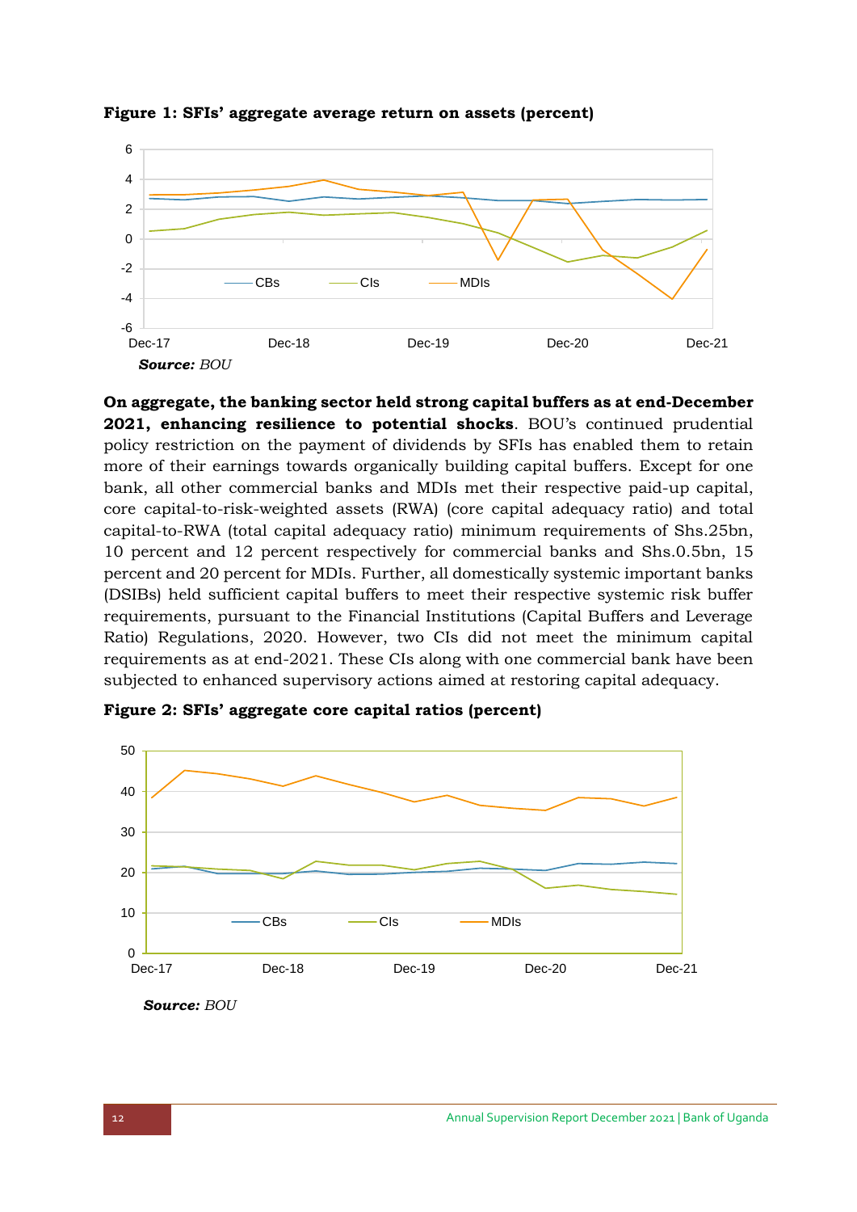**Figure 1: SFIs' aggregate average return on assets (percent)**

6
4
2
0
-2
-4
-6

Dec-17 Dec-18 Dec-19 Dec-20 Dec-21

CBs CIs MDIs

***Source:*** *BOU*

**On aggregate, the banking sector held strong capital buffers as at end-December 2021, enhancing resilience to potential shocks**. BOU's continued prudential policy restriction on the payment of dividends by SFIs has enabled them to retain more of their earnings towards organically building capital buffers. Except for one bank, all other commercial banks and MDIs met their respective paid-up capital, core capital-to-risk-weighted assets (RWA) (core capital adequacy ratio) and total capital-to-RWA (total capital adequacy ratio) minimum requirements of Shs.25bn, 10 percent and 12 percent respectively for commercial banks and Shs.0.5bn, 15 percent and 20 percent for MDIs. Further, all domestically systemic important banks (DSIBs) held sufficient capital buffers to meet their respective systemic risk buffer requirements, pursuant to the Financial Institutions (Capital Buffers and Leverage Ratio) Regulations, 2020. However, two CIs did not meet the minimum capital requirements as at end-2021. These CIs along with one commercial bank have been subjected to enhanced supervisory actions aimed at restoring capital adequacy.

**Figure 2: SFIs' aggregate core capital ratios (percent)**

50
40
30
20
10
0

Dec-17 Dec-18 Dec-19 Dec-20 Dec-21

CBs CIs MDIs

***Source:*** *BOU*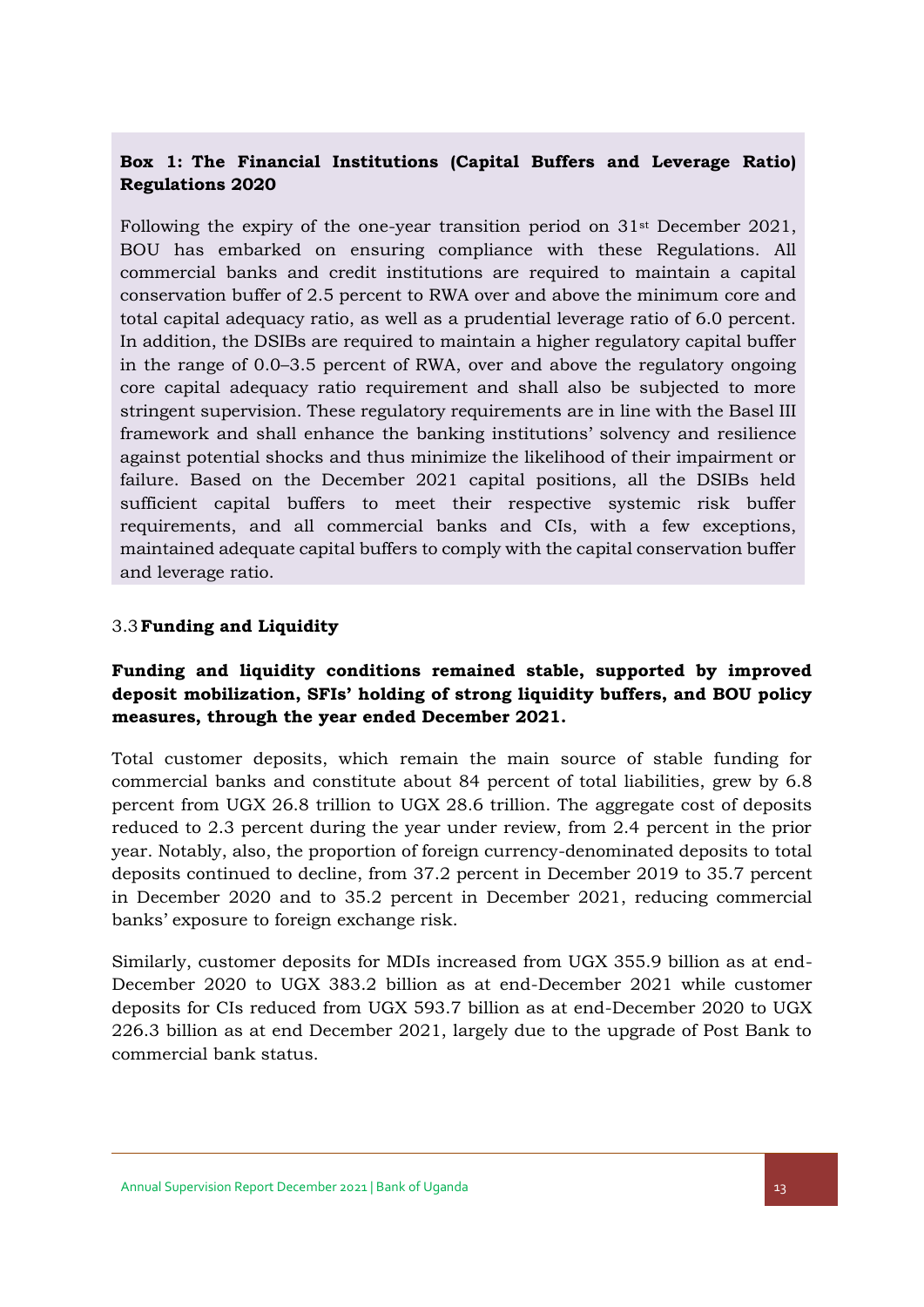**Box 1: The Financial Institutions (Capital Buffers and Leverage Ratio) Regulations 2020**

Following the expiry of the one-year transition period on 31st December 2021, BOU has embarked on ensuring compliance with these Regulations. All commercial banks and credit institutions are required to maintain a capital conservation buffer of 2.5 percent to RWA over and above the minimum core and total capital adequacy ratio, as well as a prudential leverage ratio of 6.0 percent. In addition, the DSIBs are required to maintain a higher regulatory capital buffer in the range of 0.0–3.5 percent of RWA, over and above the regulatory ongoing core capital adequacy ratio requirement and shall also be subjected to more stringent supervision. These regulatory requirements are in line with the Basel III framework and shall enhance the banking institutions' solvency and resilience against potential shocks and thus minimize the likelihood of their impairment or failure. Based on the December 2021 capital positions, all the DSIBs held sufficient capital buffers to meet their respective systemic risk buffer requirements, and all commercial banks and CIs, with a few exceptions, maintained adequate capital buffers to comply with the capital conservation buffer and leverage ratio.

### 3.3 Funding and Liquidity

**Funding and liquidity conditions remained stable, supported by improved deposit mobilization, SFIs' holding of strong liquidity buffers, and BOU policy measures, through the year ended December 2021.**

Total customer deposits, which remain the main source of stable funding for commercial banks and constitute about 84 percent of total liabilities, grew by 6.8 percent from UGX 26.8 trillion to UGX 28.6 trillion. The aggregate cost of deposits reduced to 2.3 percent during the year under review, from 2.4 percent in the prior year. Notably, also, the proportion of foreign currency-denominated deposits to total deposits continued to decline, from 37.2 percent in December 2019 to 35.7 percent in December 2020 and to 35.2 percent in December 2021, reducing commercial banks' exposure to foreign exchange risk.

Similarly, customer deposits for MDIs increased from UGX 355.9 billion as at end-December 2020 to UGX 383.2 billion as at end-December 2021 while customer deposits for CIs reduced from UGX 593.7 billion as at end-December 2020 to UGX 226.3 billion as at end December 2021, largely due to the upgrade of Post Bank to commercial bank status.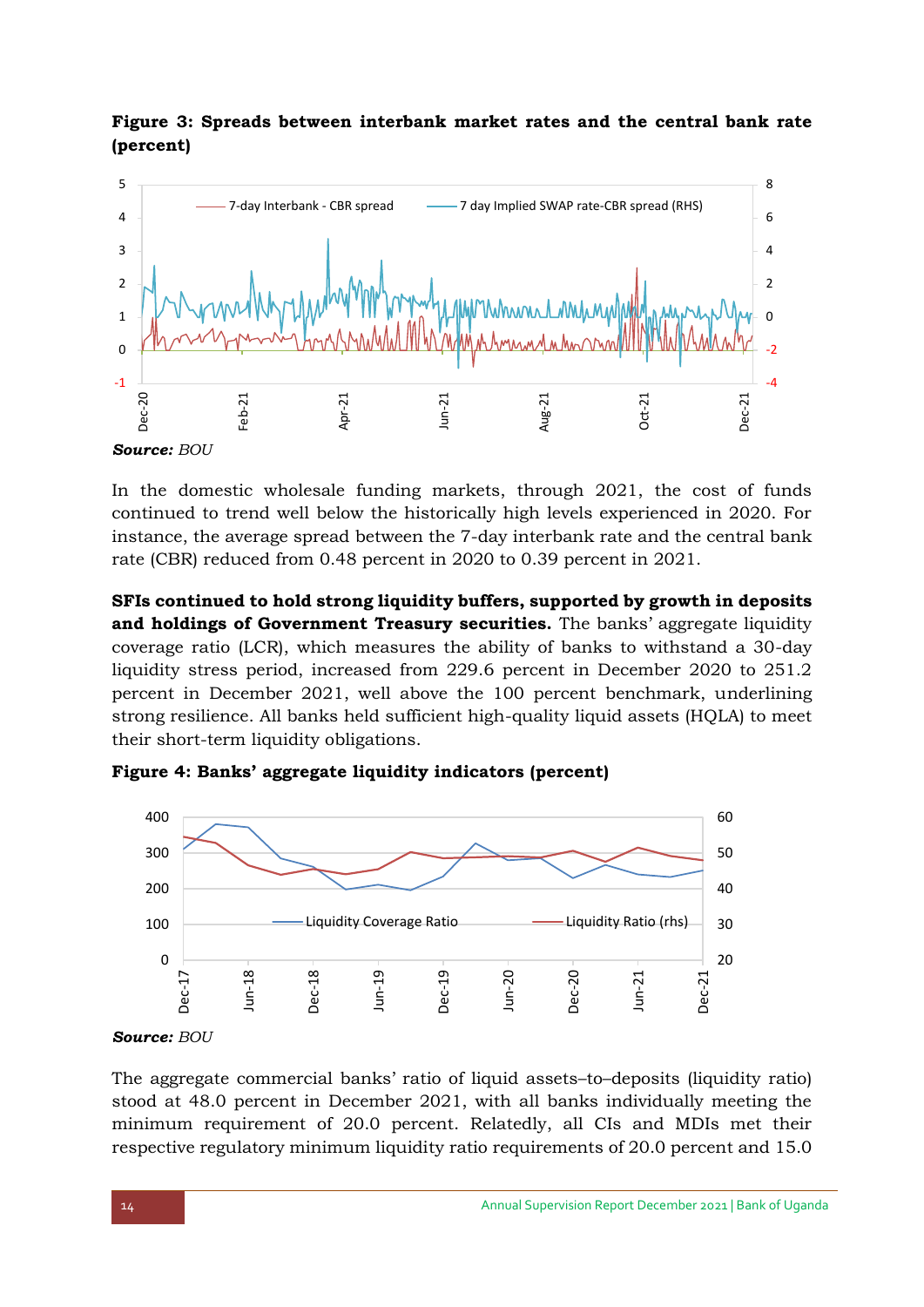**Figure 3: Spreads between interbank market rates and the central bank rate (percent)**

5
4
3
2
1
0
-1

8
6
4
2
0
-2
-4

7-day Interbank - CBR spread
7 day Implied SWAP rate-CBR spread (RHS)

Dec-20
Feb-21
Apr-21
Jun-21
Aug-21
Oct-21
Dec-21

***Source:*** *BOU*

In the domestic wholesale funding markets, through 2021, the cost of funds continued to trend well below the historically high levels experienced in 2020. For instance, the average spread between the 7-day interbank rate and the central bank rate (CBR) reduced from 0.48 percent in 2020 to 0.39 percent in 2021.

**SFIs continued to hold strong liquidity buffers, supported by growth in deposits and holdings of Government Treasury securities.** The banks' aggregate liquidity coverage ratio (LCR), which measures the ability of banks to withstand a 30-day liquidity stress period, increased from 229.6 percent in December 2020 to 251.2 percent in December 2021, well above the 100 percent benchmark, underlining strong resilience. All banks held sufficient high-quality liquid assets (HQLA) to meet their short-term liquidity obligations.

**Figure 4: Banks' aggregate liquidity indicators (percent)**

400
300
200
100
0

60
50
40
30
20

Liquidity Coverage Ratio
Liquidity Ratio (rhs)

Dec-17
Jun-18
Dec-18
Jun-19
Dec-19
Jun-20
Dec-20
Jun-21
Dec-21

***Source:*** *BOU*

The aggregate commercial banks' ratio of liquid assets–to–deposits (liquidity ratio) stood at 48.0 percent in December 2021, with all banks individually meeting the minimum requirement of 20.0 percent. Relatedly, all CIs and MDIs met their respective regulatory minimum liquidity ratio requirements of 20.0 percent and 15.0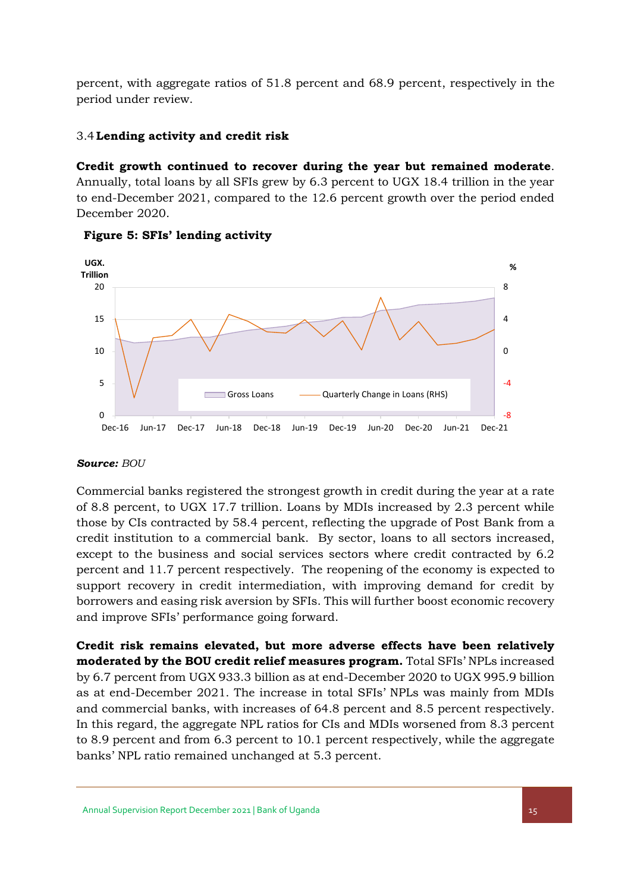percent, with aggregate ratios of 51.8 percent and 68.9 percent, respectively in the period under review.

### 3.4 Lending activity and credit risk

**Credit growth continued to recover during the year but remained moderate**. Annually, total loans by all SFIs grew by 6.3 percent to UGX 18.4 trillion in the year to end-December 2021, compared to the 12.6 percent growth over the period ended December 2020.

**Figure 5: SFIs' lending activity**

UGX. Trillion

20
15
10
5
0

%

8
4
0
-4
-8

Dec-16 Jun-17 Dec-17 Jun-18 Dec-18 Jun-19 Dec-19 Jun-20 Dec-20 Jun-21 Dec-21

Gross Loans
Quarterly Change in Loans (RHS)

***Source:*** *BOU*

Commercial banks registered the strongest growth in credit during the year at a rate of 8.8 percent, to UGX 17.7 trillion. Loans by MDIs increased by 2.3 percent while those by CIs contracted by 58.4 percent, reflecting the upgrade of Post Bank from a credit institution to a commercial bank. By sector, loans to all sectors increased, except to the business and social services sectors where credit contracted by 6.2 percent and 11.7 percent respectively. The reopening of the economy is expected to support recovery in credit intermediation, with improving demand for credit by borrowers and easing risk aversion by SFIs. This will further boost economic recovery and improve SFIs' performance going forward.

**Credit risk remains elevated, but more adverse effects have been relatively moderated by the BOU credit relief measures program.** Total SFIs' NPLs increased by 6.7 percent from UGX 933.3 billion as at end-December 2020 to UGX 995.9 billion as at end-December 2021. The increase in total SFIs' NPLs was mainly from MDIs and commercial banks, with increases of 64.8 percent and 8.5 percent respectively. In this regard, the aggregate NPL ratios for CIs and MDIs worsened from 8.3 percent to 8.9 percent and from 6.3 percent to 10.1 percent respectively, while the aggregate banks' NPL ratio remained unchanged at 5.3 percent.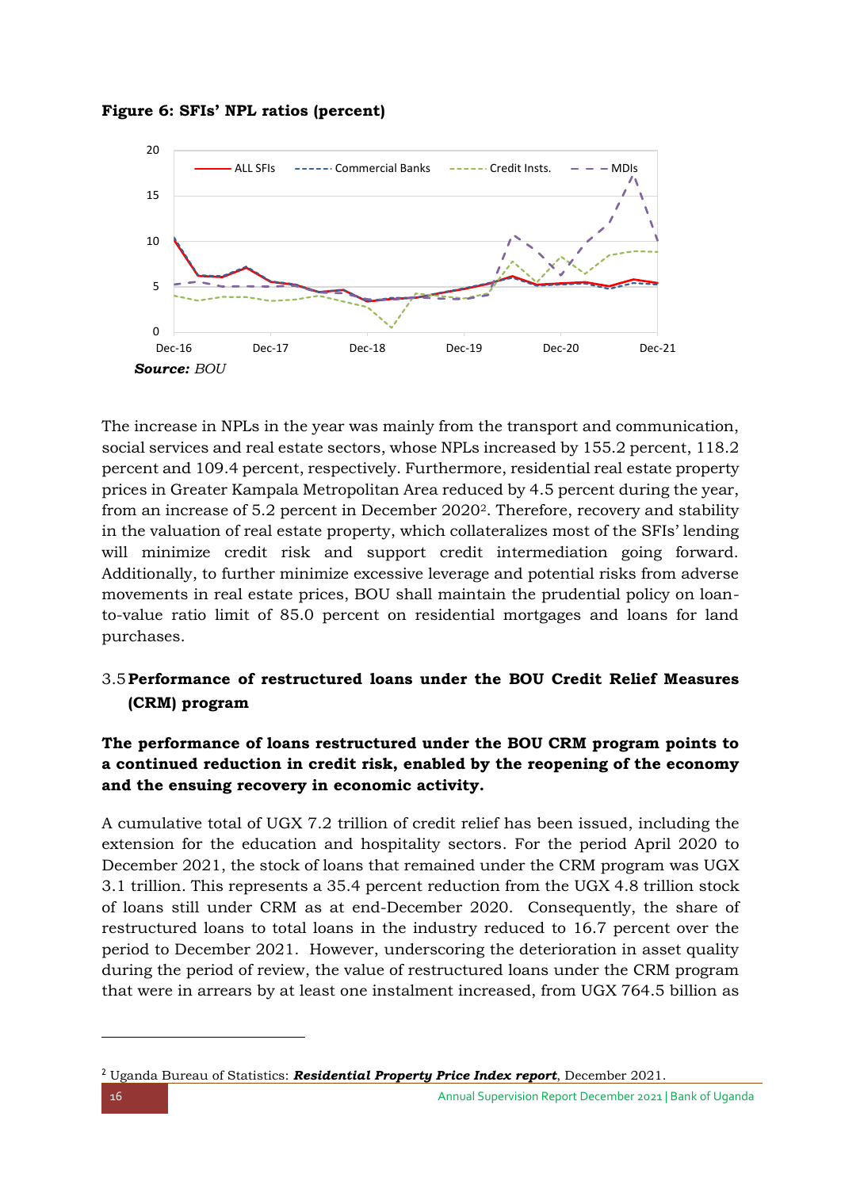**Figure 6: SFIs' NPL ratios (percent)**

***Source:*** *BOU*

The increase in NPLs in the year was mainly from the transport and communication, social services and real estate sectors, whose NPLs increased by 155.2 percent, 118.2 percent and 109.4 percent, respectively. Furthermore, residential real estate property prices in Greater Kampala Metropolitan Area reduced by 4.5 percent during the year, from an increase of 5.2 percent in December 2020[2]. Therefore, recovery and stability in the valuation of real estate property, which collateralizes most of the SFIs' lending will minimize credit risk and support credit intermediation going forward. Additionally, to further minimize excessive leverage and potential risks from adverse movements in real estate prices, BOU shall maintain the prudential policy on loan-to-value ratio limit of 85.0 percent on residential mortgages and loans for land purchases.

### 3.5 Performance of restructured loans under the BOU Credit Relief Measures (CRM) program

**The performance of loans restructured under the BOU CRM program points to a continued reduction in credit risk, enabled by the reopening of the economy and the ensuing recovery in economic activity.**

A cumulative total of UGX 7.2 trillion of credit relief has been issued, including the extension for the education and hospitality sectors. For the period April 2020 to December 2021, the stock of loans that remained under the CRM program was UGX 3.1 trillion. This represents a 35.4 percent reduction from the UGX 4.8 trillion stock of loans still under CRM as at end-December 2020. Consequently, the share of restructured loans to total loans in the industry reduced to 16.7 percent over the period to December 2021. However, underscoring the deterioration in asset quality during the period of review, the value of restructured loans under the CRM program that were in arrears by at least one instalment increased, from UGX 764.5 billion as

---

[2] Uganda Bureau of Statistics: ***Residential Property Price Index report***, December 2021.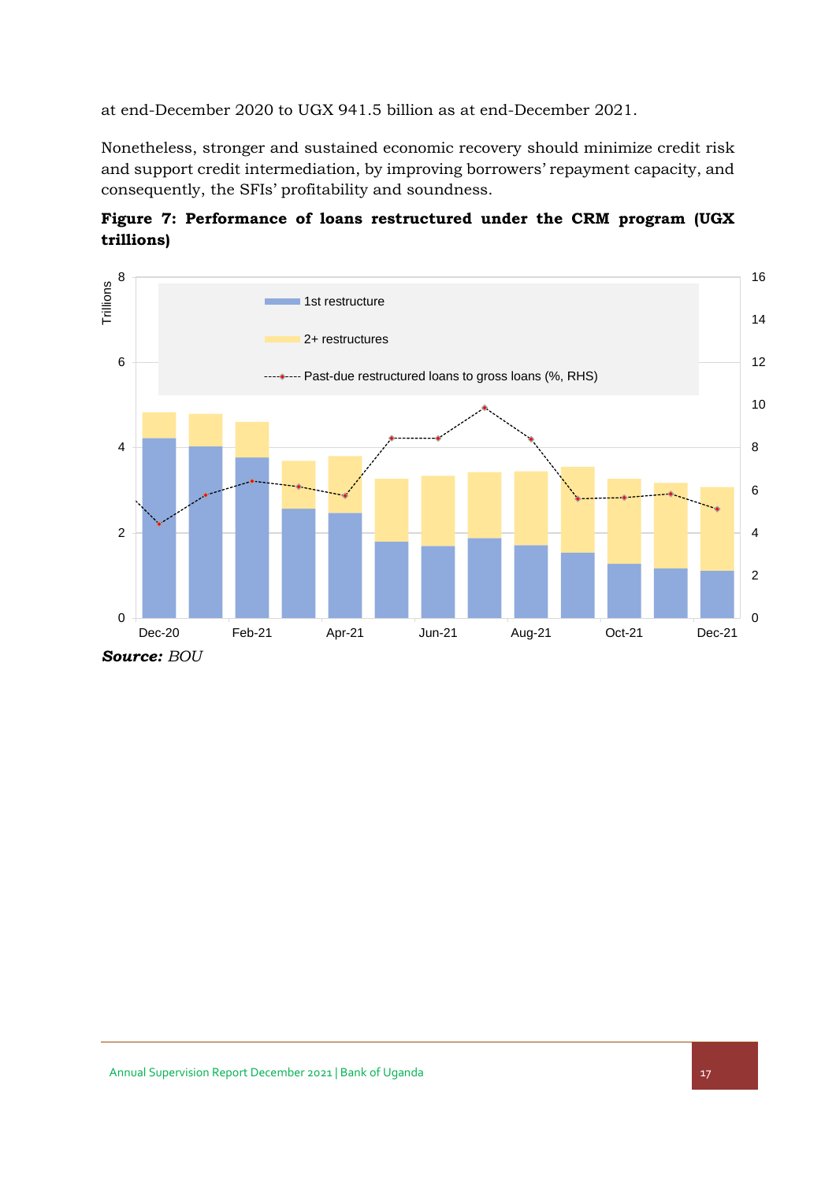at end-December 2020 to UGX 941.5 billion as at end-December 2021.

Nonetheless, stronger and sustained economic recovery should minimize credit risk and support credit intermediation, by improving borrowers' repayment capacity, and consequently, the SFIs' profitability and soundness.

**Figure 7: Performance of loans restructured under the CRM program (UGX trillions)**

Trillions

8
6
4
2
0

16
14
12
10
8
6
4
2
0

1st restructure
2+ restructures
Past-due restructured loans to gross loans (%, RHS)

Dec-20
Feb-21
Apr-21
Jun-21
Aug-21
Oct-21
Dec-21

***Source:*** *BOU*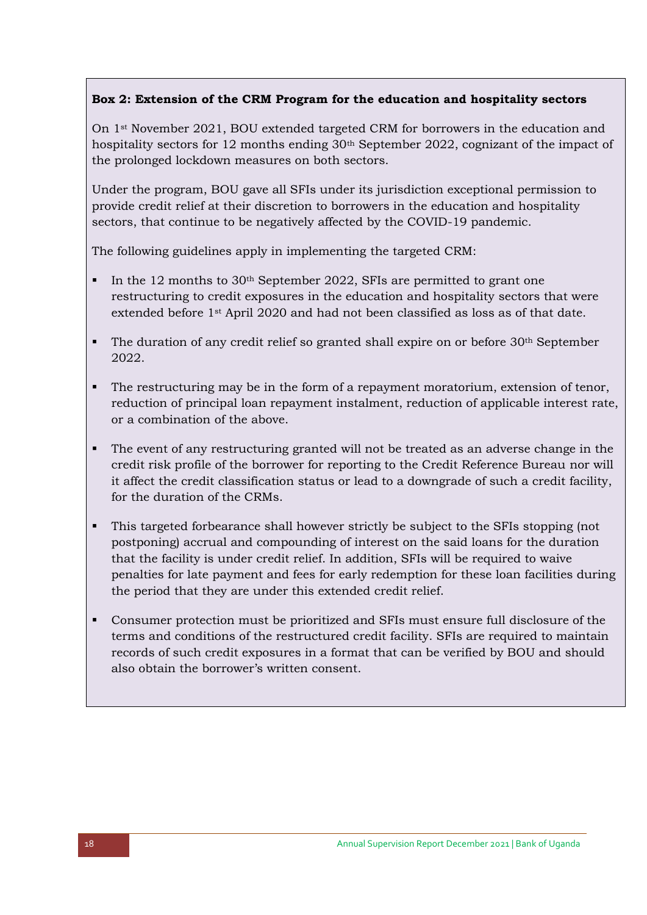**Box 2: Extension of the CRM Program for the education and hospitality sectors**

On 1st November 2021, BOU extended targeted CRM for borrowers in the education and hospitality sectors for 12 months ending 30th September 2022, cognizant of the impact of the prolonged lockdown measures on both sectors.

Under the program, BOU gave all SFIs under its jurisdiction exceptional permission to provide credit relief at their discretion to borrowers in the education and hospitality sectors, that continue to be negatively affected by the COVID-19 pandemic.

The following guidelines apply in implementing the targeted CRM:

- In the 12 months to 30th September 2022, SFIs are permitted to grant one restructuring to credit exposures in the education and hospitality sectors that were extended before 1st April 2020 and had not been classified as loss as of that date.
- The duration of any credit relief so granted shall expire on or before 30th September 2022.
- The restructuring may be in the form of a repayment moratorium, extension of tenor, reduction of principal loan repayment instalment, reduction of applicable interest rate, or a combination of the above.
- The event of any restructuring granted will not be treated as an adverse change in the credit risk profile of the borrower for reporting to the Credit Reference Bureau nor will it affect the credit classification status or lead to a downgrade of such a credit facility, for the duration of the CRMs.
- This targeted forbearance shall however strictly be subject to the SFIs stopping (not postponing) accrual and compounding of interest on the said loans for the duration that the facility is under credit relief. In addition, SFIs will be required to waive penalties for late payment and fees for early redemption for these loan facilities during the period that they are under this extended credit relief.
- Consumer protection must be prioritized and SFIs must ensure full disclosure of the terms and conditions of the restructured credit facility. SFIs are required to maintain records of such credit exposures in a format that can be verified by BOU and should also obtain the borrower's written consent.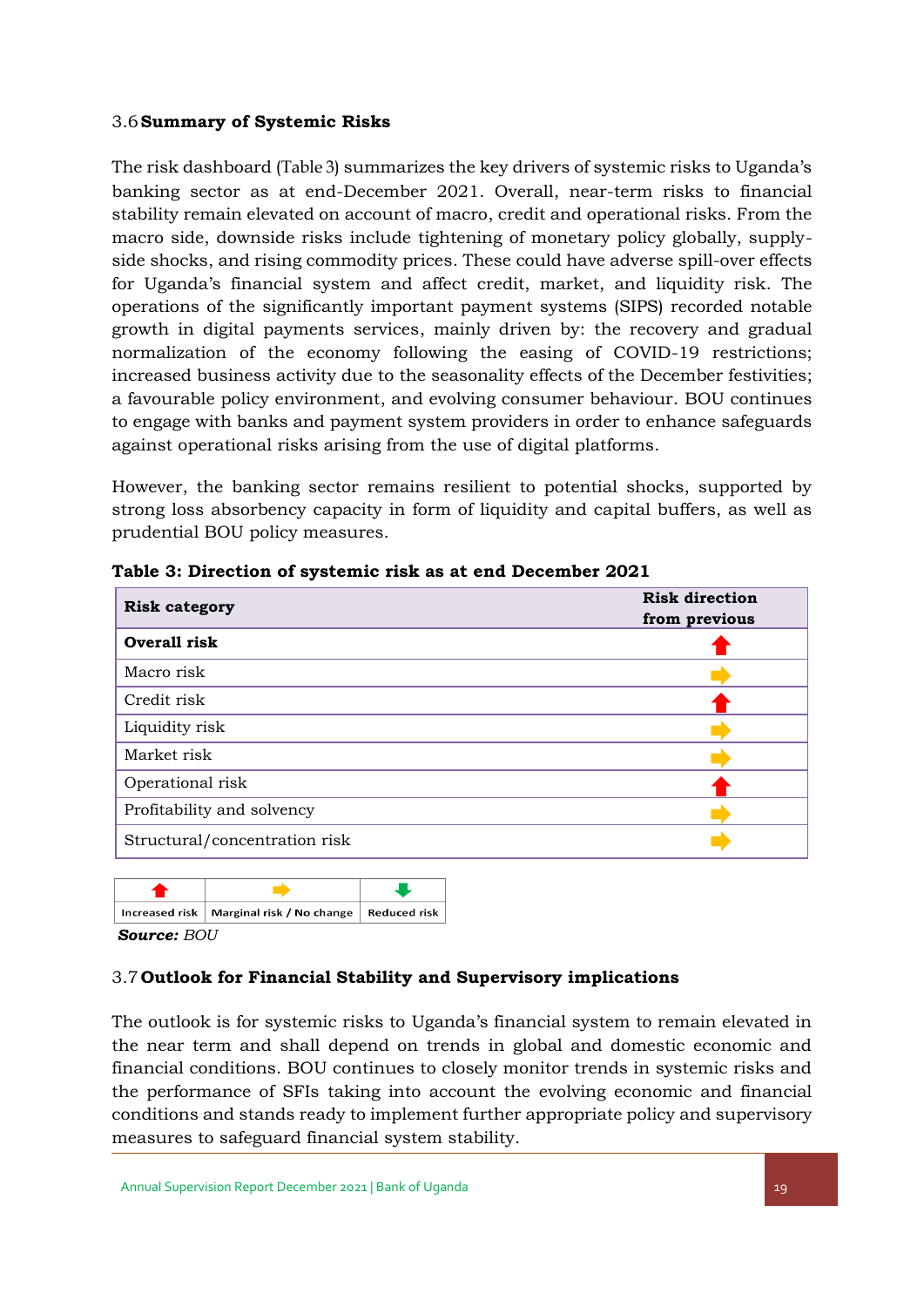### 3.6 Summary of Systemic Risks

The risk dashboard (Table 3) summarizes the key drivers of systemic risks to Uganda's banking sector as at end-December 2021. Overall, near-term risks to financial stability remain elevated on account of macro, credit and operational risks. From the macro side, downside risks include tightening of monetary policy globally, supply-side shocks, and rising commodity prices. These could have adverse spill-over effects for Uganda's financial system and affect credit, market, and liquidity risk. The operations of the significantly important payment systems (SIPS) recorded notable growth in digital payments services, mainly driven by: the recovery and gradual normalization of the economy following the easing of COVID-19 restrictions; increased business activity due to the seasonality effects of the December festivities; a favourable policy environment, and evolving consumer behaviour. BOU continues to engage with banks and payment system providers in order to enhance safeguards against operational risks arising from the use of digital platforms.

However, the banking sector remains resilient to potential shocks, supported by strong loss absorbency capacity in form of liquidity and capital buffers, as well as prudential BOU policy measures.

**Table 3: Direction of systemic risk as at end December 2021**

| Risk category | Risk direction from previous |
|---|---|
| **Overall risk** | ⬆ (Increased risk) |
| Macro risk | ➡ (Marginal risk / No change) |
| Credit risk | ⬆ (Increased risk) |
| Liquidity risk | ➡ (Marginal risk / No change) |
| Market risk | ➡ (Marginal risk / No change) |
| Operational risk | ⬆ (Increased risk) |
| Profitability and solvency | ➡ (Marginal risk / No change) |
| Structural/concentration risk | ➡ (Marginal risk / No change) |

| ⬆ | ➡ | ⬇ |
|---|---|---|
| Increased risk | Marginal risk / No change | Reduced risk |

***Source:*** *BOU*

### 3.7 Outlook for Financial Stability and Supervisory implications

The outlook is for systemic risks to Uganda's financial system to remain elevated in the near term and shall depend on trends in global and domestic economic and financial conditions. BOU continues to closely monitor trends in systemic risks and the performance of SFIs taking into account the evolving economic and financial conditions and stands ready to implement further appropriate policy and supervisory measures to safeguard financial system stability.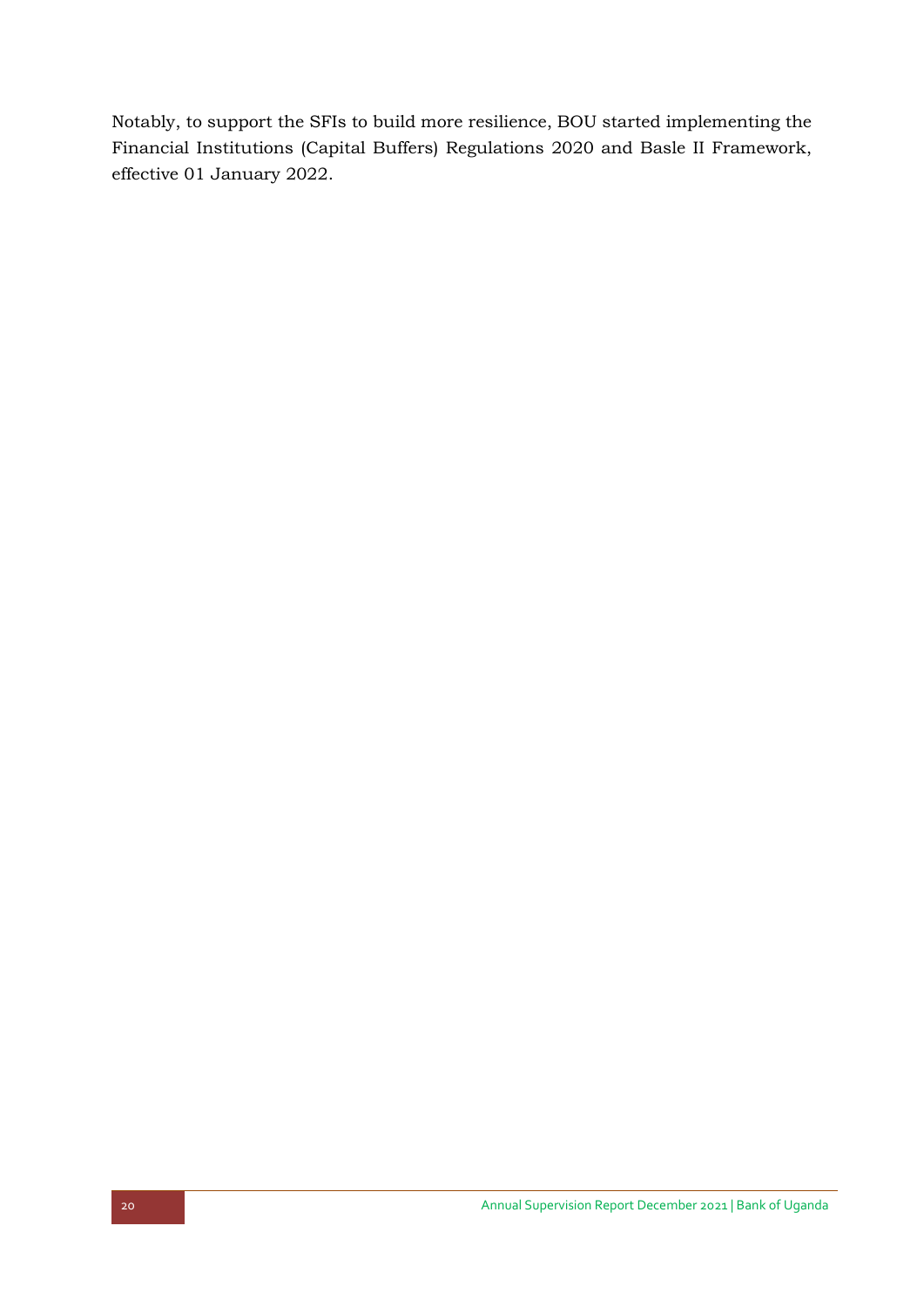Notably, to support the SFIs to build more resilience, BOU started implementing the Financial Institutions (Capital Buffers) Regulations 2020 and Basle II Framework, effective 01 January 2022.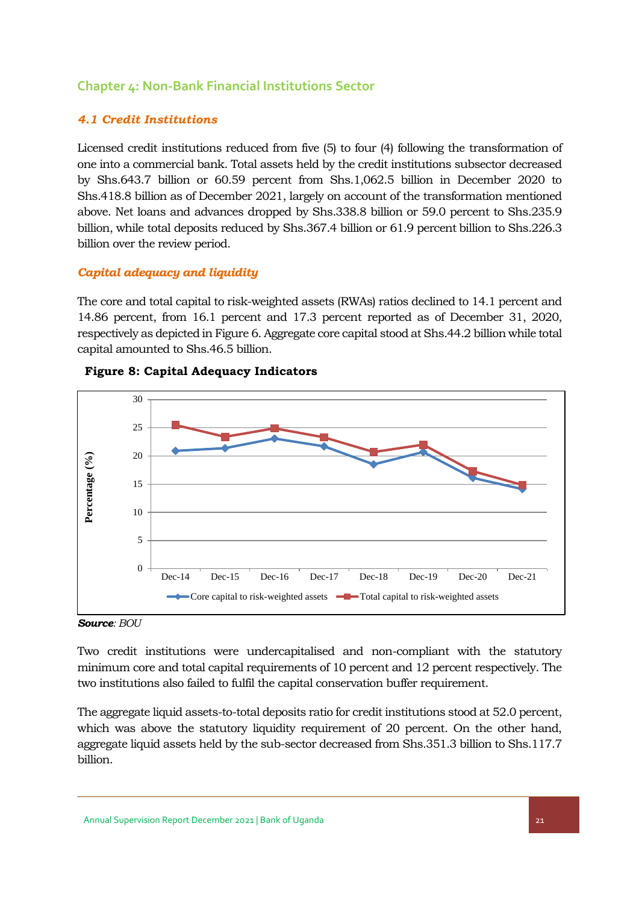## Chapter 4: Non-Bank Financial Institutions Sector

### *4.1 Credit Institutions*

Licensed credit institutions reduced from five (5) to four (4) following the transformation of one into a commercial bank. Total assets held by the credit institutions subsector decreased by Shs.643.7 billion or 60.59 percent from Shs.1,062.5 billion in December 2020 to Shs.418.8 billion as of December 2021, largely on account of the transformation mentioned above. Net loans and advances dropped by Shs.338.8 billion or 59.0 percent to Shs.235.9 billion, while total deposits reduced by Shs.367.4 billion or 61.9 percent billion to Shs.226.3 billion over the review period.

#### *Capital adequacy and liquidity*

The core and total capital to risk-weighted assets (RWAs) ratios declined to 14.1 percent and 14.86 percent, from 16.1 percent and 17.3 percent reported as of December 31, 2020, respectively as depicted in Figure 6. Aggregate core capital stood at Shs.44.2 billion while total capital amounted to Shs.46.5 billion.

**Figure 8: Capital Adequacy Indicators**

***Source****: BOU*

Two credit institutions were undercapitalised and non-compliant with the statutory minimum core and total capital requirements of 10 percent and 12 percent respectively. The two institutions also failed to fulfil the capital conservation buffer requirement.

The aggregate liquid assets-to-total deposits ratio for credit institutions stood at 52.0 percent, which was above the statutory liquidity requirement of 20 percent. On the other hand, aggregate liquid assets held by the sub-sector decreased from Shs.351.3 billion to Shs.117.7 billion.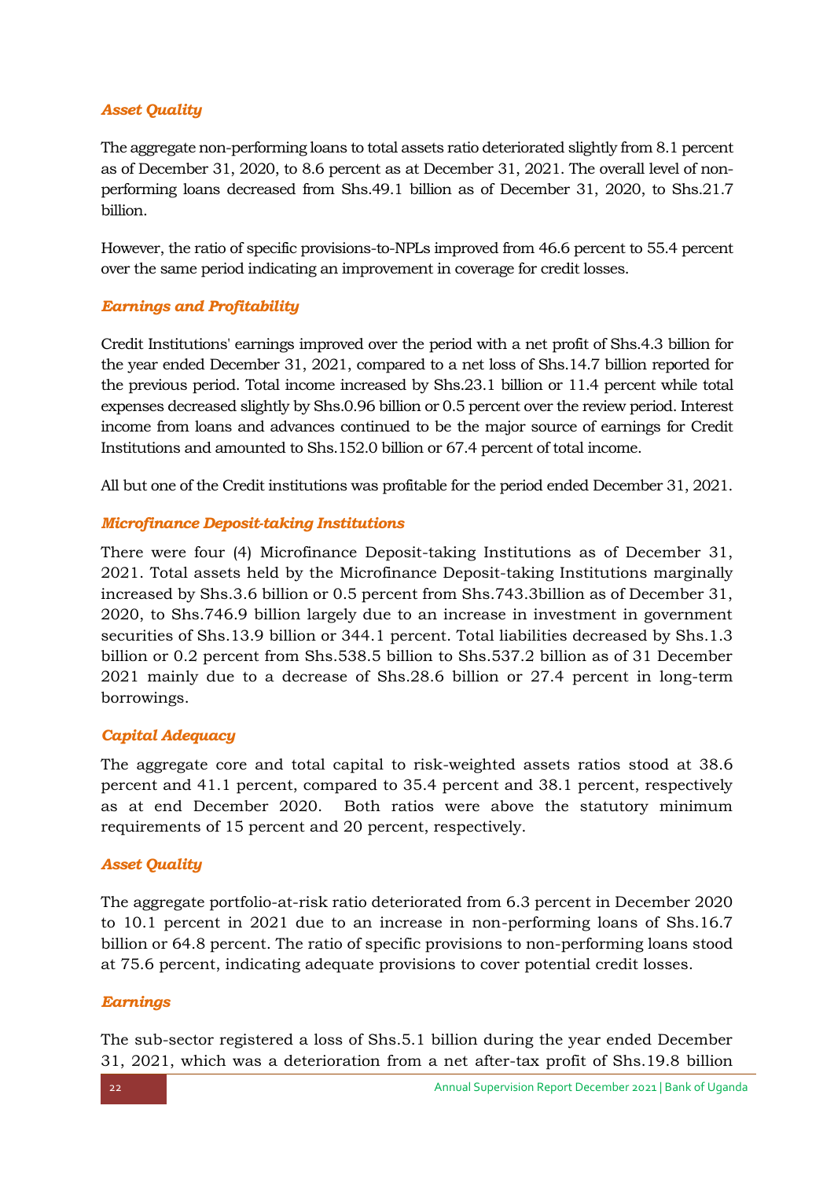### *Asset Quality*

The aggregate non-performing loans to total assets ratio deteriorated slightly from 8.1 percent as of December 31, 2020, to 8.6 percent as at December 31, 2021. The overall level of non-performing loans decreased from Shs.49.1 billion as of December 31, 2020, to Shs.21.7 billion.

However, the ratio of specific provisions-to-NPLs improved from 46.6 percent to 55.4 percent over the same period indicating an improvement in coverage for credit losses.

### *Earnings and Profitability*

Credit Institutions' earnings improved over the period with a net profit of Shs.4.3 billion for the year ended December 31, 2021, compared to a net loss of Shs.14.7 billion reported for the previous period. Total income increased by Shs.23.1 billion or 11.4 percent while total expenses decreased slightly by Shs.0.96 billion or 0.5 percent over the review period. Interest income from loans and advances continued to be the major source of earnings for Credit Institutions and amounted to Shs.152.0 billion or 67.4 percent of total income.

All but one of the Credit institutions was profitable for the period ended December 31, 2021.

### *Microfinance Deposit-taking Institutions*

There were four (4) Microfinance Deposit-taking Institutions as of December 31, 2021. Total assets held by the Microfinance Deposit-taking Institutions marginally increased by Shs.3.6 billion or 0.5 percent from Shs.743.3billion as of December 31, 2020, to Shs.746.9 billion largely due to an increase in investment in government securities of Shs.13.9 billion or 344.1 percent. Total liabilities decreased by Shs.1.3 billion or 0.2 percent from Shs.538.5 billion to Shs.537.2 billion as of 31 December 2021 mainly due to a decrease of Shs.28.6 billion or 27.4 percent in long-term borrowings.

### *Capital Adequacy*

The aggregate core and total capital to risk-weighted assets ratios stood at 38.6 percent and 41.1 percent, compared to 35.4 percent and 38.1 percent, respectively as at end December 2020. Both ratios were above the statutory minimum requirements of 15 percent and 20 percent, respectively.

### *Asset Quality*

The aggregate portfolio-at-risk ratio deteriorated from 6.3 percent in December 2020 to 10.1 percent in 2021 due to an increase in non-performing loans of Shs.16.7 billion or 64.8 percent. The ratio of specific provisions to non-performing loans stood at 75.6 percent, indicating adequate provisions to cover potential credit losses.

### *Earnings*

The sub-sector registered a loss of Shs.5.1 billion during the year ended December 31, 2021, which was a deterioration from a net after-tax profit of Shs.19.8 billion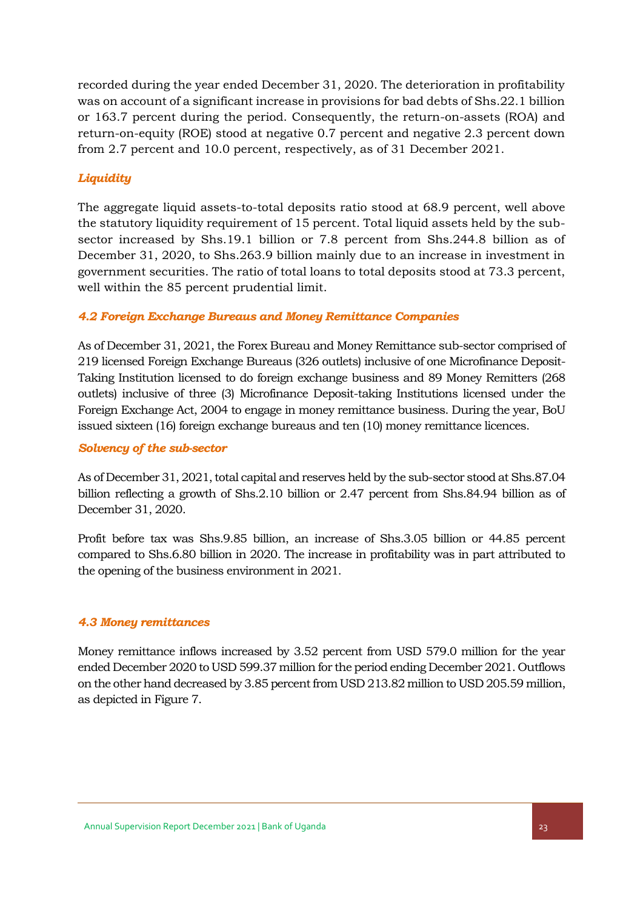recorded during the year ended December 31, 2020. The deterioration in profitability was on account of a significant increase in provisions for bad debts of Shs.22.1 billion or 163.7 percent during the period. Consequently, the return-on-assets (ROA) and return-on-equity (ROE) stood at negative 0.7 percent and negative 2.3 percent down from 2.7 percent and 10.0 percent, respectively, as of 31 December 2021.

### *Liquidity*

The aggregate liquid assets-to-total deposits ratio stood at 68.9 percent, well above the statutory liquidity requirement of 15 percent. Total liquid assets held by the sub-sector increased by Shs.19.1 billion or 7.8 percent from Shs.244.8 billion as of December 31, 2020, to Shs.263.9 billion mainly due to an increase in investment in government securities. The ratio of total loans to total deposits stood at 73.3 percent, well within the 85 percent prudential limit.

## *4.2 Foreign Exchange Bureaus and Money Remittance Companies*

As of December 31, 2021, the Forex Bureau and Money Remittance sub-sector comprised of 219 licensed Foreign Exchange Bureaus (326 outlets) inclusive of one Microfinance Deposit-Taking Institution licensed to do foreign exchange business and 89 Money Remitters (268 outlets) inclusive of three (3) Microfinance Deposit-taking Institutions licensed under the Foreign Exchange Act, 2004 to engage in money remittance business. During the year, BoU issued sixteen (16) foreign exchange bureaus and ten (10) money remittance licences.

### *Solvency of the sub-sector*

As of December 31, 2021, total capital and reserves held by the sub-sector stood at Shs.87.04 billion reflecting a growth of Shs.2.10 billion or 2.47 percent from Shs.84.94 billion as of December 31, 2020.

Profit before tax was Shs.9.85 billion, an increase of Shs.3.05 billion or 44.85 percent compared to Shs.6.80 billion in 2020. The increase in profitability was in part attributed to the opening of the business environment in 2021.

## *4.3 Money remittances*

Money remittance inflows increased by 3.52 percent from USD 579.0 million for the year ended December 2020 to USD 599.37 million for the period ending December 2021. Outflows on the other hand decreased by 3.85 percent from USD 213.82 million to USD 205.59 million, as depicted in Figure 7.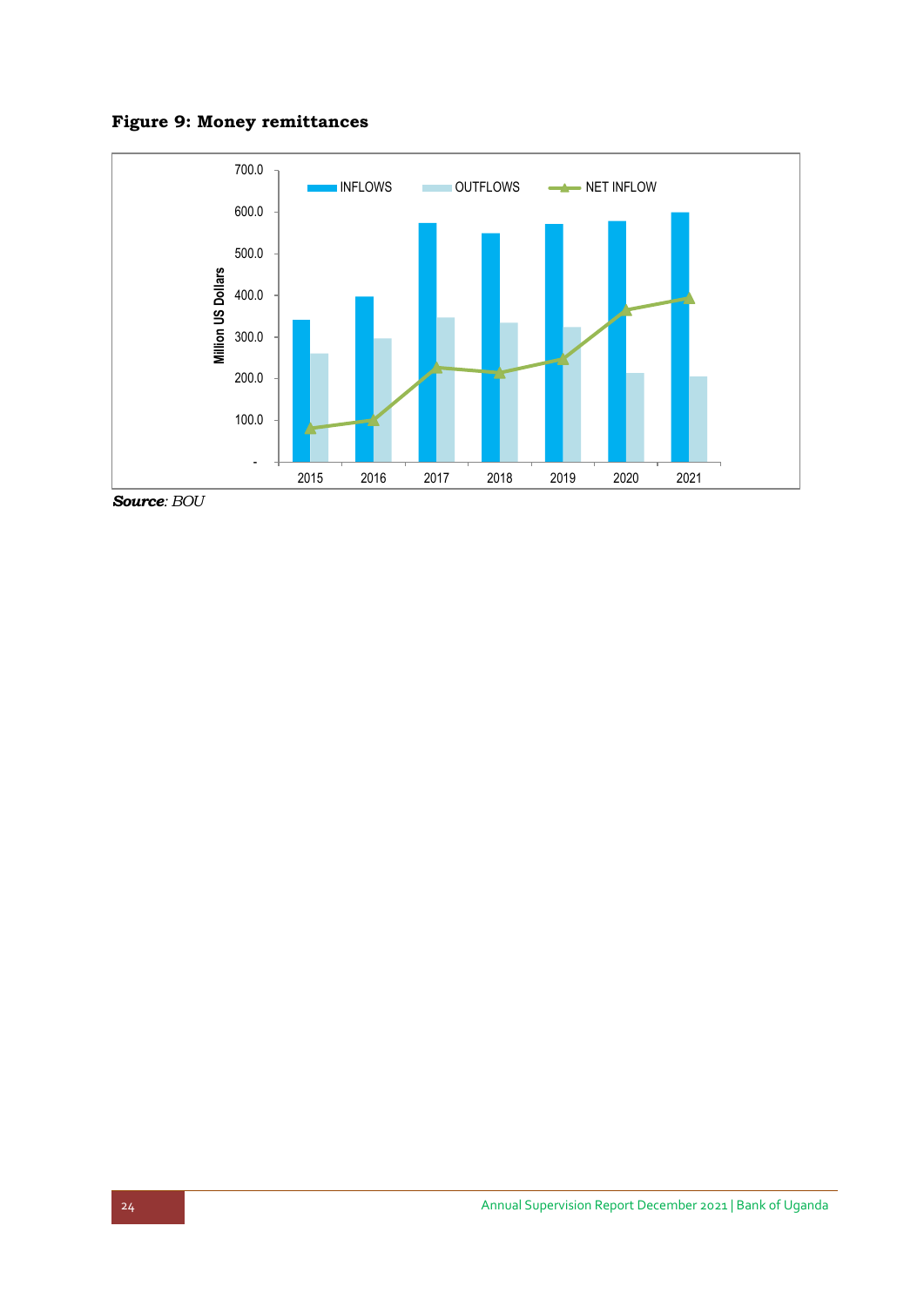**Figure 9: Money remittances**

700.0
600.0
500.0
400.0
300.0
200.0
100.0
-

Million US Dollars

INFLOWS
OUTFLOWS
NET INFLOW

2015
2016
2017
2018
2019
2020
2021

***Source***: *BOU*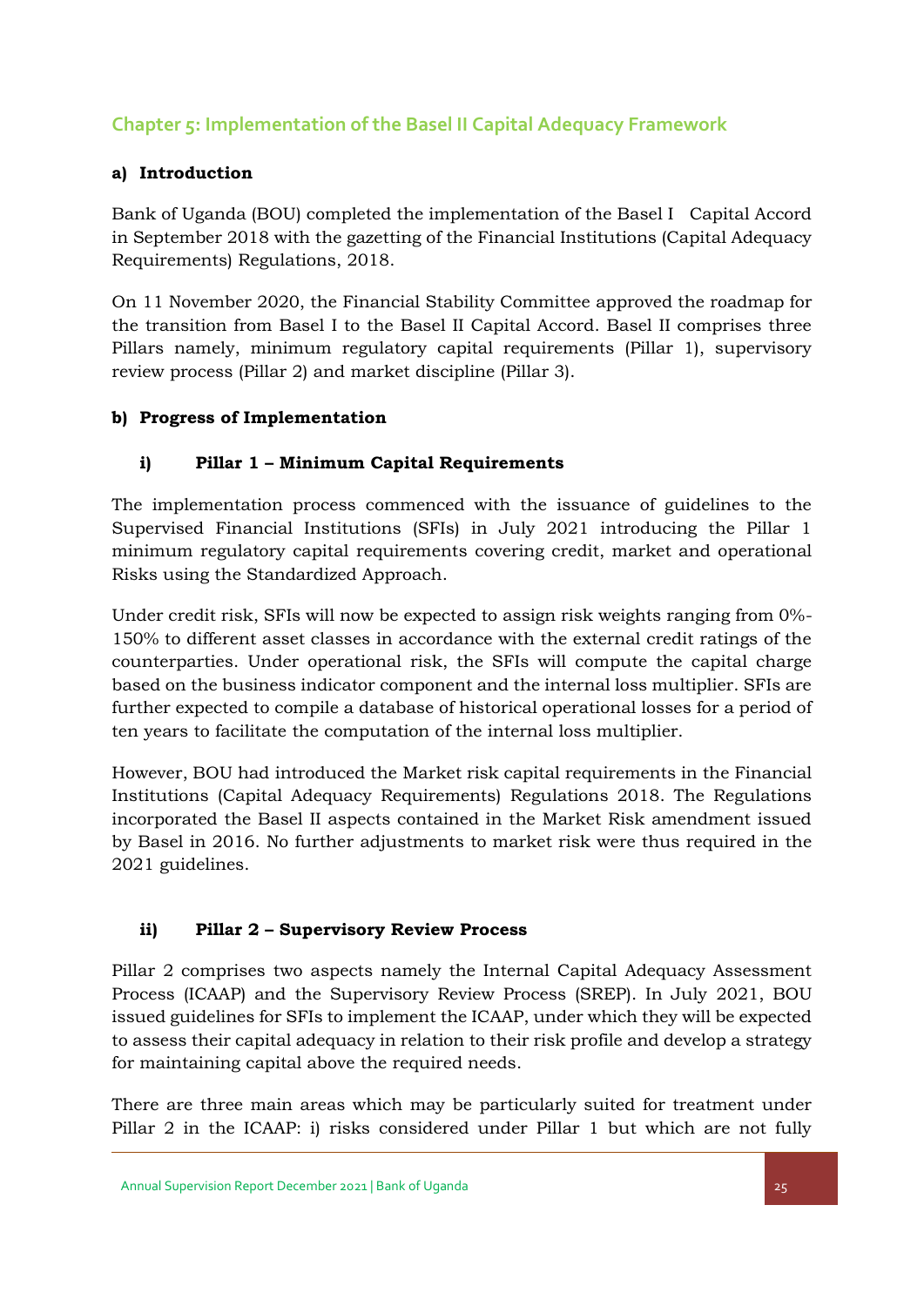## Chapter 5: Implementation of the Basel II Capital Adequacy Framework

### a) Introduction

Bank of Uganda (BOU) completed the implementation of the Basel I Capital Accord in September 2018 with the gazetting of the Financial Institutions (Capital Adequacy Requirements) Regulations, 2018.

On 11 November 2020, the Financial Stability Committee approved the roadmap for the transition from Basel I to the Basel II Capital Accord. Basel II comprises three Pillars namely, minimum regulatory capital requirements (Pillar 1), supervisory review process (Pillar 2) and market discipline (Pillar 3).

### b) Progress of Implementation

#### i) Pillar 1 – Minimum Capital Requirements

The implementation process commenced with the issuance of guidelines to the Supervised Financial Institutions (SFIs) in July 2021 introducing the Pillar 1 minimum regulatory capital requirements covering credit, market and operational Risks using the Standardized Approach.

Under credit risk, SFIs will now be expected to assign risk weights ranging from 0%-150% to different asset classes in accordance with the external credit ratings of the counterparties. Under operational risk, the SFIs will compute the capital charge based on the business indicator component and the internal loss multiplier. SFIs are further expected to compile a database of historical operational losses for a period of ten years to facilitate the computation of the internal loss multiplier.

However, BOU had introduced the Market risk capital requirements in the Financial Institutions (Capital Adequacy Requirements) Regulations 2018. The Regulations incorporated the Basel II aspects contained in the Market Risk amendment issued by Basel in 2016. No further adjustments to market risk were thus required in the 2021 guidelines.

#### ii) Pillar 2 – Supervisory Review Process

Pillar 2 comprises two aspects namely the Internal Capital Adequacy Assessment Process (ICAAP) and the Supervisory Review Process (SREP). In July 2021, BOU issued guidelines for SFIs to implement the ICAAP, under which they will be expected to assess their capital adequacy in relation to their risk profile and develop a strategy for maintaining capital above the required needs.

There are three main areas which may be particularly suited for treatment under Pillar 2 in the ICAAP: i) risks considered under Pillar 1 but which are not fully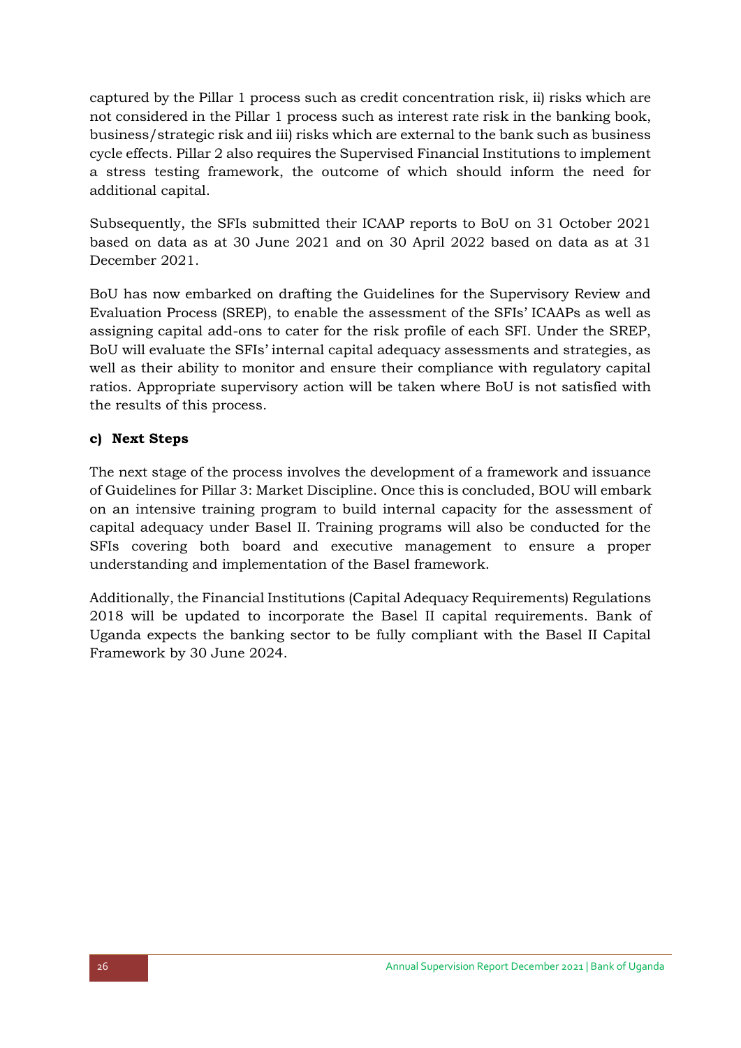captured by the Pillar 1 process such as credit concentration risk, ii) risks which are not considered in the Pillar 1 process such as interest rate risk in the banking book, business/strategic risk and iii) risks which are external to the bank such as business cycle effects. Pillar 2 also requires the Supervised Financial Institutions to implement a stress testing framework, the outcome of which should inform the need for additional capital.

Subsequently, the SFIs submitted their ICAAP reports to BoU on 31 October 2021 based on data as at 30 June 2021 and on 30 April 2022 based on data as at 31 December 2021.

BoU has now embarked on drafting the Guidelines for the Supervisory Review and Evaluation Process (SREP), to enable the assessment of the SFIs' ICAAPs as well as assigning capital add-ons to cater for the risk profile of each SFI. Under the SREP, BoU will evaluate the SFIs' internal capital adequacy assessments and strategies, as well as their ability to monitor and ensure their compliance with regulatory capital ratios. Appropriate supervisory action will be taken where BoU is not satisfied with the results of this process.

#### c) Next Steps

The next stage of the process involves the development of a framework and issuance of Guidelines for Pillar 3: Market Discipline. Once this is concluded, BOU will embark on an intensive training program to build internal capacity for the assessment of capital adequacy under Basel II. Training programs will also be conducted for the SFIs covering both board and executive management to ensure a proper understanding and implementation of the Basel framework.

Additionally, the Financial Institutions (Capital Adequacy Requirements) Regulations 2018 will be updated to incorporate the Basel II capital requirements. Bank of Uganda expects the banking sector to be fully compliant with the Basel II Capital Framework by 30 June 2024.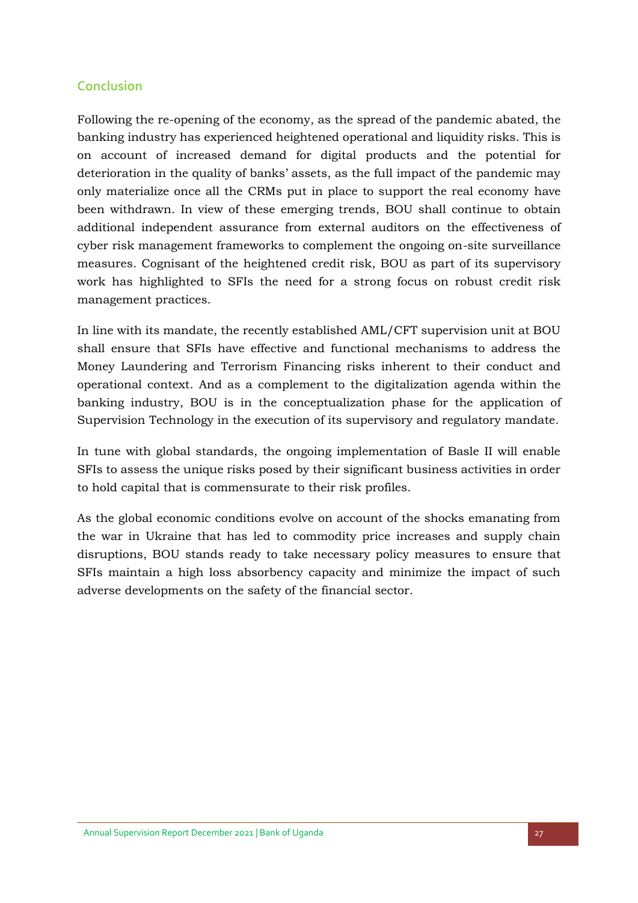## Conclusion

Following the re-opening of the economy, as the spread of the pandemic abated, the banking industry has experienced heightened operational and liquidity risks. This is on account of increased demand for digital products and the potential for deterioration in the quality of banks' assets, as the full impact of the pandemic may only materialize once all the CRMs put in place to support the real economy have been withdrawn. In view of these emerging trends, BOU shall continue to obtain additional independent assurance from external auditors on the effectiveness of cyber risk management frameworks to complement the ongoing on-site surveillance measures. Cognisant of the heightened credit risk, BOU as part of its supervisory work has highlighted to SFIs the need for a strong focus on robust credit risk management practices.

In line with its mandate, the recently established AML/CFT supervision unit at BOU shall ensure that SFIs have effective and functional mechanisms to address the Money Laundering and Terrorism Financing risks inherent to their conduct and operational context. And as a complement to the digitalization agenda within the banking industry, BOU is in the conceptualization phase for the application of Supervision Technology in the execution of its supervisory and regulatory mandate.

In tune with global standards, the ongoing implementation of Basle II will enable SFIs to assess the unique risks posed by their significant business activities in order to hold capital that is commensurate to their risk profiles.

As the global economic conditions evolve on account of the shocks emanating from the war in Ukraine that has led to commodity price increases and supply chain disruptions, BOU stands ready to take necessary policy measures to ensure that SFIs maintain a high loss absorbency capacity and minimize the impact of such adverse developments on the safety of the financial sector.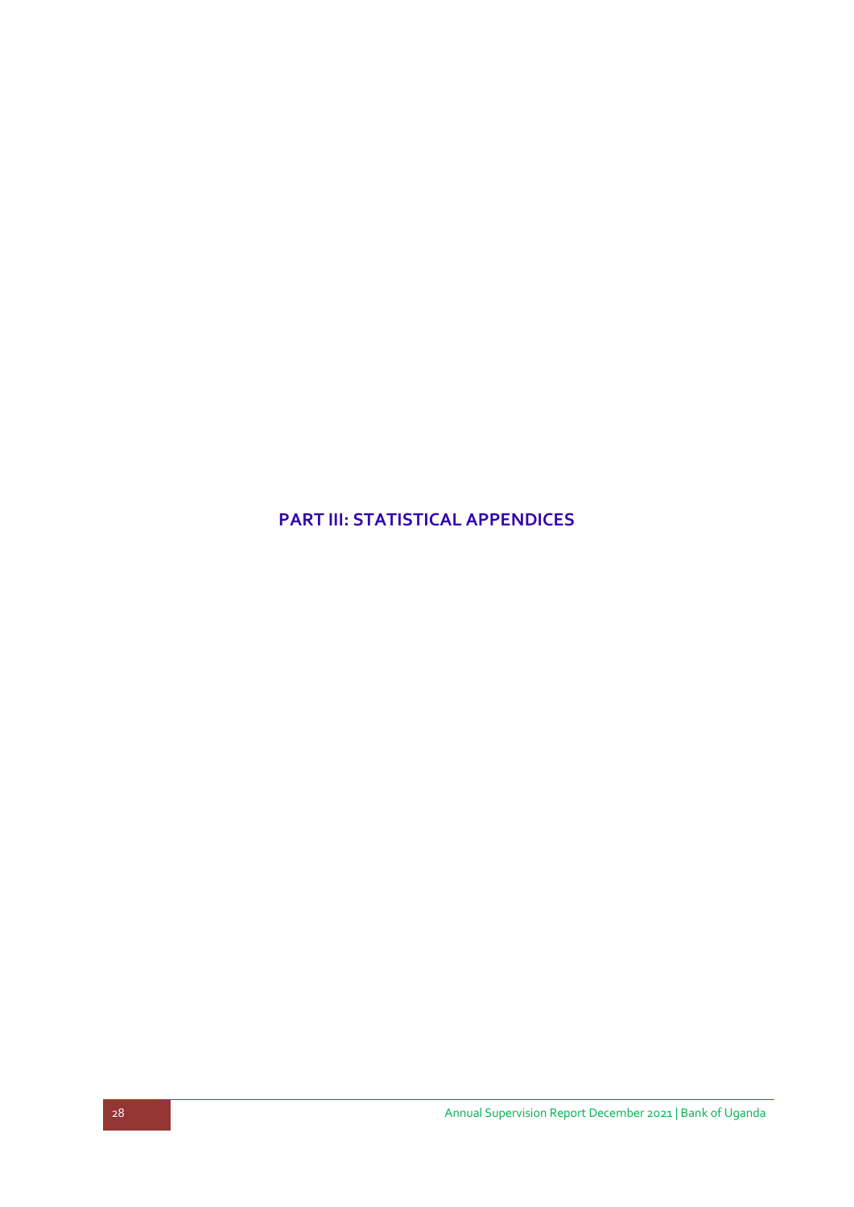# PART III: STATISTICAL APPENDICES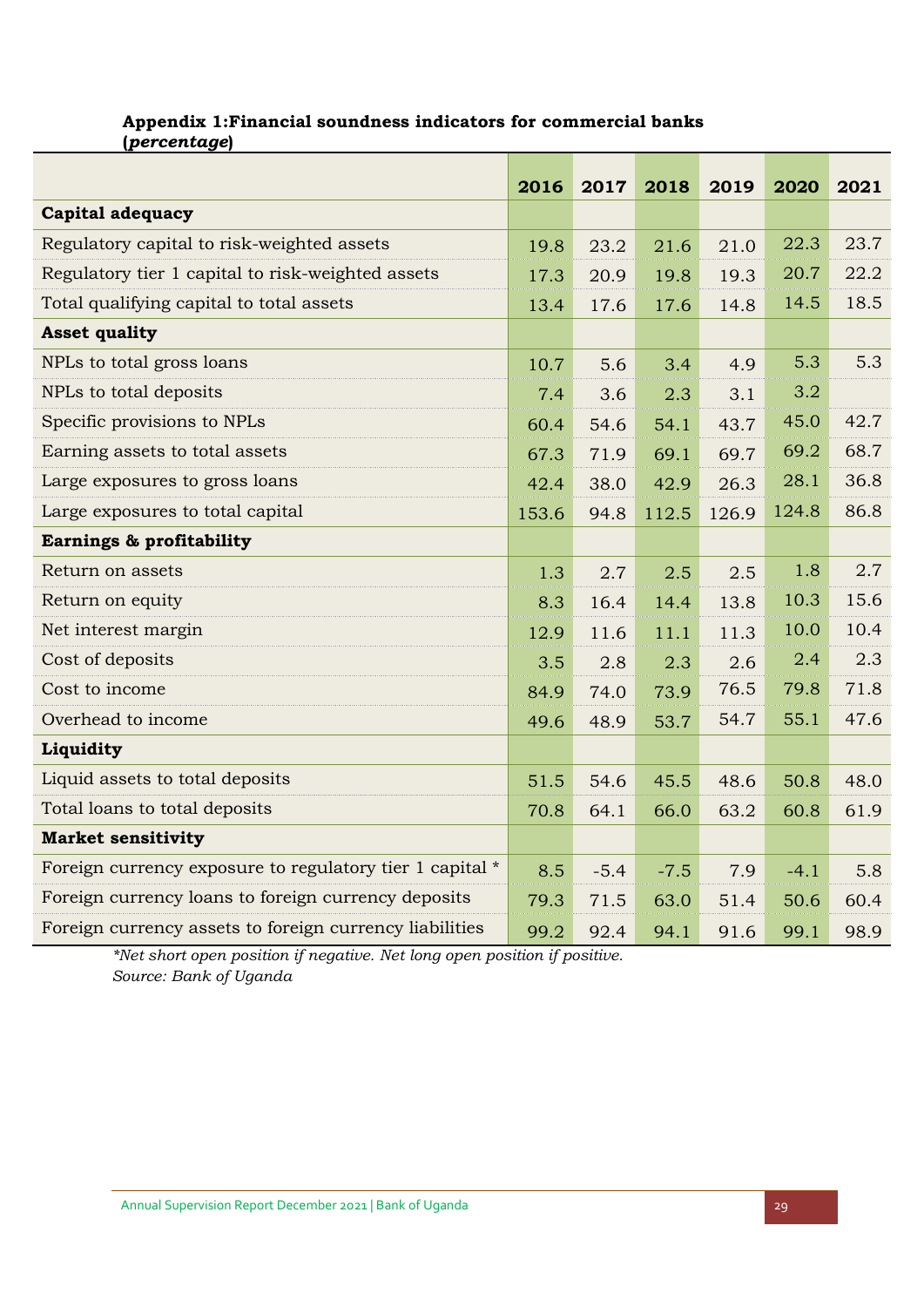**Appendix 1:Financial soundness indicators for commercial banks (*percentage*)**

| | 2016 | 2017 | 2018 | 2019 | 2020 | 2021 |
|---|---|---|---|---|---|---|
| **Capital adequacy** | | | | | | |
| Regulatory capital to risk-weighted assets | 19.8 | 23.2 | 21.6 | 21.0 | 22.3 | 23.7 |
| Regulatory tier 1 capital to risk-weighted assets | 17.3 | 20.9 | 19.8 | 19.3 | 20.7 | 22.2 |
| Total qualifying capital to total assets | 13.4 | 17.6 | 17.6 | 14.8 | 14.5 | 18.5 |
| **Asset quality** | | | | | | |
| NPLs to total gross loans | 10.7 | 5.6 | 3.4 | 4.9 | 5.3 | 5.3 |
| NPLs to total deposits | 7.4 | 3.6 | 2.3 | 3.1 | 3.2 | |
| Specific provisions to NPLs | 60.4 | 54.6 | 54.1 | 43.7 | 45.0 | 42.7 |
| Earning assets to total assets | 67.3 | 71.9 | 69.1 | 69.7 | 69.2 | 68.7 |
| Large exposures to gross loans | 42.4 | 38.0 | 42.9 | 26.3 | 28.1 | 36.8 |
| Large exposures to total capital | 153.6 | 94.8 | 112.5 | 126.9 | 124.8 | 86.8 |
| **Earnings & profitability** | | | | | | |
| Return on assets | 1.3 | 2.7 | 2.5 | 2.5 | 1.8 | 2.7 |
| Return on equity | 8.3 | 16.4 | 14.4 | 13.8 | 10.3 | 15.6 |
| Net interest margin | 12.9 | 11.6 | 11.1 | 11.3 | 10.0 | 10.4 |
| Cost of deposits | 3.5 | 2.8 | 2.3 | 2.6 | 2.4 | 2.3 |
| Cost to income | 84.9 | 74.0 | 73.9 | 76.5 | 79.8 | 71.8 |
| Overhead to income | 49.6 | 48.9 | 53.7 | 54.7 | 55.1 | 47.6 |
| **Liquidity** | | | | | | |
| Liquid assets to total deposits | 51.5 | 54.6 | 45.5 | 48.6 | 50.8 | 48.0 |
| Total loans to total deposits | 70.8 | 64.1 | 66.0 | 63.2 | 60.8 | 61.9 |
| **Market sensitivity** | | | | | | |
| Foreign currency exposure to regulatory tier 1 capital * | 8.5 | -5.4 | -7.5 | 7.9 | -4.1 | 5.8 |
| Foreign currency loans to foreign currency deposits | 79.3 | 71.5 | 63.0 | 51.4 | 50.6 | 60.4 |
| Foreign currency assets to foreign currency liabilities | 99.2 | 92.4 | 94.1 | 91.6 | 99.1 | 98.9 |

*\*Net short open position if negative. Net long open position if positive.*
*Source: Bank of Uganda*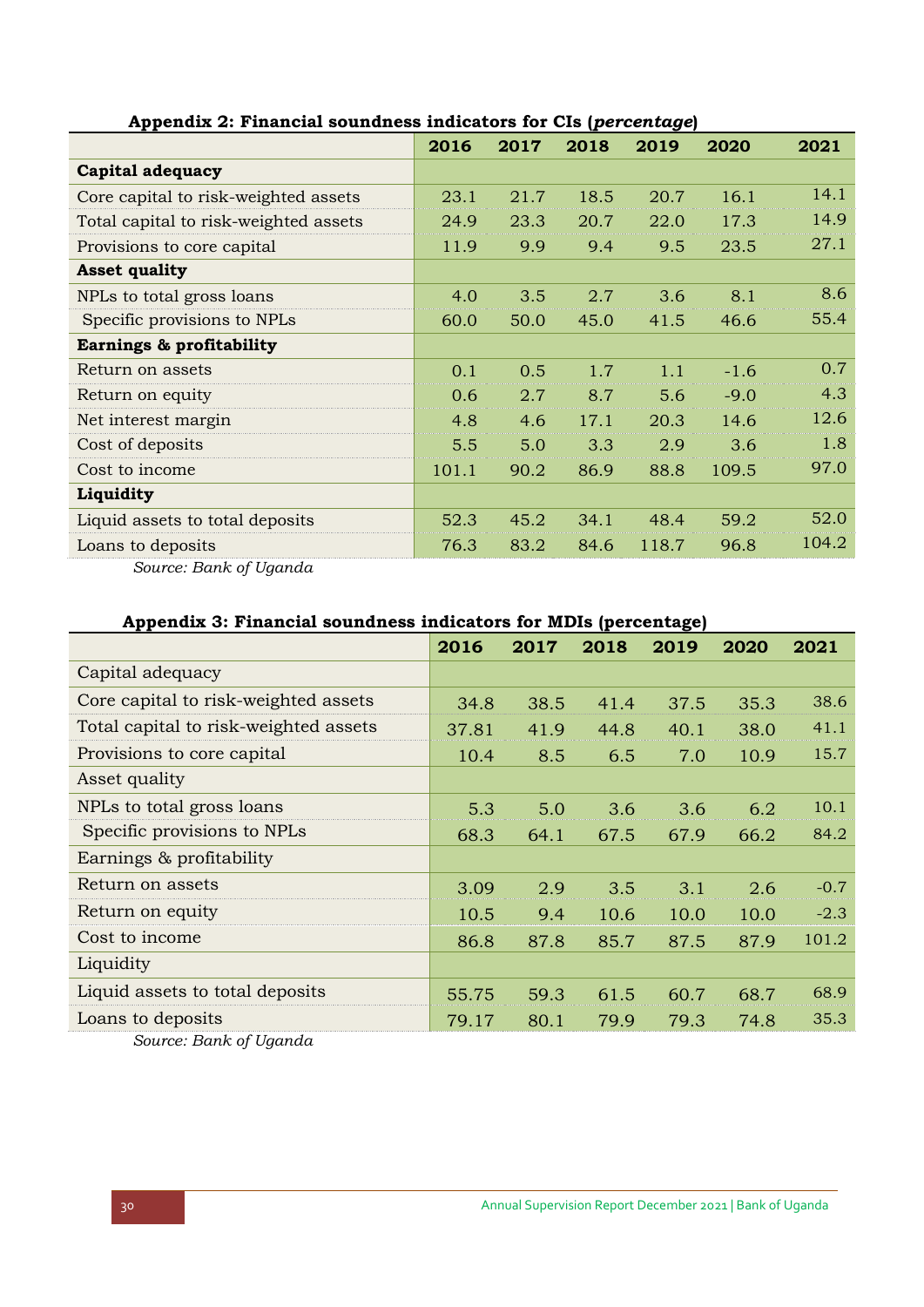**Appendix 2: Financial soundness indicators for CIs (*percentage*)**

| | 2016 | 2017 | 2018 | 2019 | 2020 | 2021 |
|---|---|---|---|---|---|---|
| **Capital adequacy** | | | | | | |
| Core capital to risk-weighted assets | 23.1 | 21.7 | 18.5 | 20.7 | 16.1 | 14.1 |
| Total capital to risk-weighted assets | 24.9 | 23.3 | 20.7 | 22.0 | 17.3 | 14.9 |
| Provisions to core capital | 11.9 | 9.9 | 9.4 | 9.5 | 23.5 | 27.1 |
| **Asset quality** | | | | | | |
| NPLs to total gross loans | 4.0 | 3.5 | 2.7 | 3.6 | 8.1 | 8.6 |
| Specific provisions to NPLs | 60.0 | 50.0 | 45.0 | 41.5 | 46.6 | 55.4 |
| **Earnings & profitability** | | | | | | |
| Return on assets | 0.1 | 0.5 | 1.7 | 1.1 | -1.6 | 0.7 |
| Return on equity | 0.6 | 2.7 | 8.7 | 5.6 | -9.0 | 4.3 |
| Net interest margin | 4.8 | 4.6 | 17.1 | 20.3 | 14.6 | 12.6 |
| Cost of deposits | 5.5 | 5.0 | 3.3 | 2.9 | 3.6 | 1.8 |
| Cost to income | 101.1 | 90.2 | 86.9 | 88.8 | 109.5 | 97.0 |
| **Liquidity** | | | | | | |
| Liquid assets to total deposits | 52.3 | 45.2 | 34.1 | 48.4 | 59.2 | 52.0 |
| Loans to deposits | 76.3 | 83.2 | 84.6 | 118.7 | 96.8 | 104.2 |

*Source: Bank of Uganda*

**Appendix 3: Financial soundness indicators for MDIs (percentage)**

| | 2016 | 2017 | 2018 | 2019 | 2020 | 2021 |
|---|---|---|---|---|---|---|
| Capital adequacy | | | | | | |
| Core capital to risk-weighted assets | 34.8 | 38.5 | 41.4 | 37.5 | 35.3 | 38.6 |
| Total capital to risk-weighted assets | 37.81 | 41.9 | 44.8 | 40.1 | 38.0 | 41.1 |
| Provisions to core capital | 10.4 | 8.5 | 6.5 | 7.0 | 10.9 | 15.7 |
| Asset quality | | | | | | |
| NPLs to total gross loans | 5.3 | 5.0 | 3.6 | 3.6 | 6.2 | 10.1 |
| Specific provisions to NPLs | 68.3 | 64.1 | 67.5 | 67.9 | 66.2 | 84.2 |
| Earnings & profitability | | | | | | |
| Return on assets | 3.09 | 2.9 | 3.5 | 3.1 | 2.6 | -0.7 |
| Return on equity | 10.5 | 9.4 | 10.6 | 10.0 | 10.0 | -2.3 |
| Cost to income | 86.8 | 87.8 | 85.7 | 87.5 | 87.9 | 101.2 |
| Liquidity | | | | | | |
| Liquid assets to total deposits | 55.75 | 59.3 | 61.5 | 60.7 | 68.7 | 68.9 |
| Loans to deposits | 79.17 | 80.1 | 79.9 | 79.3 | 74.8 | 35.3 |

*Source: Bank of Uganda*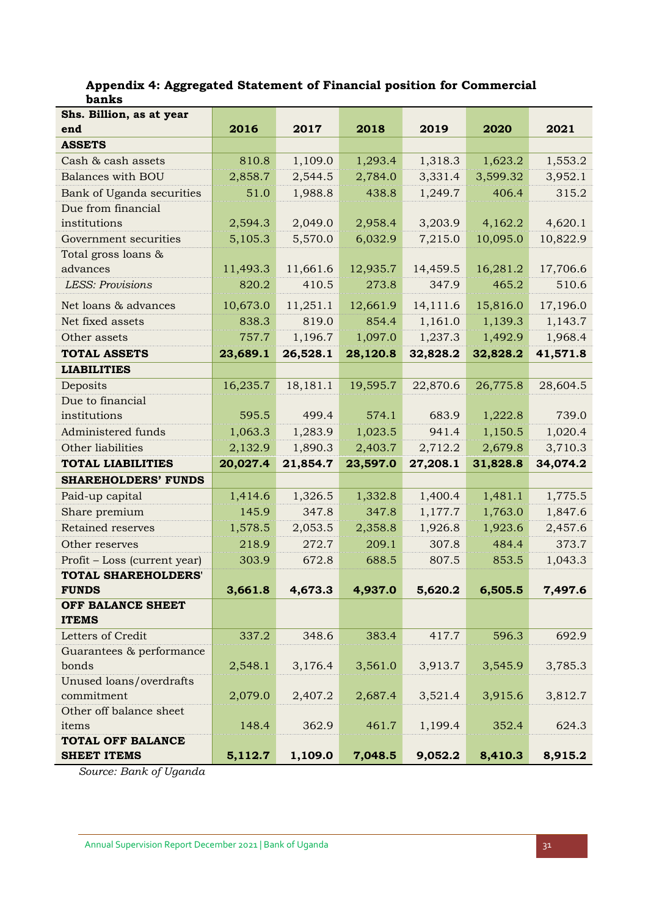**Appendix 4: Aggregated Statement of Financial position for Commercial banks**

| Shs. Billion, as at year end | 2016 | 2017 | 2018 | 2019 | 2020 | 2021 |
|---|---|---|---|---|---|---|
| **ASSETS** | | | | | | |
| Cash & cash assets | 810.8 | 1,109.0 | 1,293.4 | 1,318.3 | 1,623.2 | 1,553.2 |
| Balances with BOU | 2,858.7 | 2,544.5 | 2,784.0 | 3,331.4 | 3,599.32 | 3,952.1 |
| Bank of Uganda securities | 51.0 | 1,988.8 | 438.8 | 1,249.7 | 406.4 | 315.2 |
| Due from financial institutions | 2,594.3 | 2,049.0 | 2,958.4 | 3,203.9 | 4,162.2 | 4,620.1 |
| Government securities | 5,105.3 | 5,570.0 | 6,032.9 | 7,215.0 | 10,095.0 | 10,822.9 |
| Total gross loans & advances | 11,493.3 | 11,661.6 | 12,935.7 | 14,459.5 | 16,281.2 | 17,706.6 |
| *LESS: Provisions* | 820.2 | 410.5 | 273.8 | 347.9 | 465.2 | 510.6 |
| Net loans & advances | 10,673.0 | 11,251.1 | 12,661.9 | 14,111.6 | 15,816.0 | 17,196.0 |
| Net fixed assets | 838.3 | 819.0 | 854.4 | 1,161.0 | 1,139.3 | 1,143.7 |
| Other assets | 757.7 | 1,196.7 | 1,097.0 | 1,237.3 | 1,492.9 | 1,968.4 |
| **TOTAL ASSETS** | **23,689.1** | **26,528.1** | **28,120.8** | **32,828.2** | **32,828.2** | **41,571.8** |
| **LIABILITIES** | | | | | | |
| Deposits | 16,235.7 | 18,181.1 | 19,595.7 | 22,870.6 | 26,775.8 | 28,604.5 |
| Due to financial institutions | 595.5 | 499.4 | 574.1 | 683.9 | 1,222.8 | 739.0 |
| Administered funds | 1,063.3 | 1,283.9 | 1,023.5 | 941.4 | 1,150.5 | 1,020.4 |
| Other liabilities | 2,132.9 | 1,890.3 | 2,403.7 | 2,712.2 | 2,679.8 | 3,710.3 |
| **TOTAL LIABILITIES** | **20,027.4** | **21,854.7** | **23,597.0** | **27,208.1** | **31,828.8** | **34,074.2** |
| **SHAREHOLDERS' FUNDS** | | | | | | |
| Paid-up capital | 1,414.6 | 1,326.5 | 1,332.8 | 1,400.4 | 1,481.1 | 1,775.5 |
| Share premium | 145.9 | 347.8 | 347.8 | 1,177.7 | 1,763.0 | 1,847.6 |
| Retained reserves | 1,578.5 | 2,053.5 | 2,358.8 | 1,926.8 | 1,923.6 | 2,457.6 |
| Other reserves | 218.9 | 272.7 | 209.1 | 307.8 | 484.4 | 373.7 |
| Profit – Loss (current year) | 303.9 | 672.8 | 688.5 | 807.5 | 853.5 | 1,043.3 |
| **TOTAL SHAREHOLDERS' FUNDS** | **3,661.8** | **4,673.3** | **4,937.0** | **5,620.2** | **6,505.5** | **7,497.6** |
| **OFF BALANCE SHEET ITEMS** | | | | | | |
| Letters of Credit | 337.2 | 348.6 | 383.4 | 417.7 | 596.3 | 692.9 |
| Guarantees & performance bonds | 2,548.1 | 3,176.4 | 3,561.0 | 3,913.7 | 3,545.9 | 3,785.3 |
| Unused loans/overdrafts commitment | 2,079.0 | 2,407.2 | 2,687.4 | 3,521.4 | 3,915.6 | 3,812.7 |
| Other off balance sheet items | 148.4 | 362.9 | 461.7 | 1,199.4 | 352.4 | 624.3 |
| **TOTAL OFF BALANCE SHEET ITEMS** | **5,112.7** | **1,109.0** | **7,048.5** | **9,052.2** | **8,410.3** | **8,915.2** |

*Source: Bank of Uganda*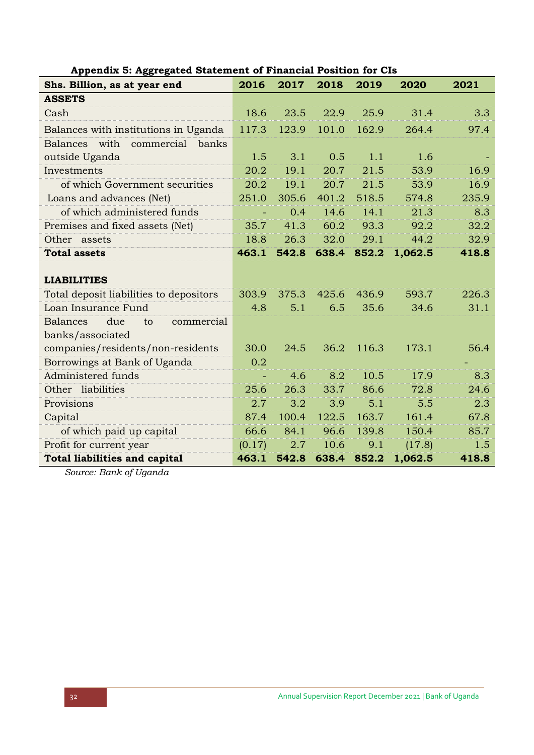**Appendix 5: Aggregated Statement of Financial Position for CIs**

| Shs. Billion, as at year end | 2016 | 2017 | 2018 | 2019 | 2020 | 2021 |
|---|---|---|---|---|---|---|
| **ASSETS** | | | | | | |
| Cash | 18.6 | 23.5 | 22.9 | 25.9 | 31.4 | 3.3 |
| Balances with institutions in Uganda | 117.3 | 123.9 | 101.0 | 162.9 | 264.4 | 97.4 |
| Balances with commercial banks outside Uganda | 1.5 | 3.1 | 0.5 | 1.1 | 1.6 | - |
| Investments | 20.2 | 19.1 | 20.7 | 21.5 | 53.9 | 16.9 |
| of which Government securities | 20.2 | 19.1 | 20.7 | 21.5 | 53.9 | 16.9 |
| Loans and advances (Net) | 251.0 | 305.6 | 401.2 | 518.5 | 574.8 | 235.9 |
| of which administered funds | - | 0.4 | 14.6 | 14.1 | 21.3 | 8.3 |
| Premises and fixed assets (Net) | 35.7 | 41.3 | 60.2 | 93.3 | 92.2 | 32.2 |
| Other assets | 18.8 | 26.3 | 32.0 | 29.1 | 44.2 | 32.9 |
| **Total assets** | **463.1** | **542.8** | **638.4** | **852.2** | **1,062.5** | **418.8** |
| **LIABILITIES** | | | | | | |
| Total deposit liabilities to depositors | 303.9 | 375.3 | 425.6 | 436.9 | 593.7 | 226.3 |
| Loan Insurance Fund | 4.8 | 5.1 | 6.5 | 35.6 | 34.6 | 31.1 |
| Balances due to commercial banks/associated companies/residents/non-residents | 30.0 | 24.5 | 36.2 | 116.3 | 173.1 | 56.4 |
| Borrowings at Bank of Uganda | 0.2 | | | | | - |
| Administered funds | - | 4.6 | 8.2 | 10.5 | 17.9 | 8.3 |
| Other liabilities | 25.6 | 26.3 | 33.7 | 86.6 | 72.8 | 24.6 |
| Provisions | 2.7 | 3.2 | 3.9 | 5.1 | 5.5 | 2.3 |
| Capital | 87.4 | 100.4 | 122.5 | 163.7 | 161.4 | 67.8 |
| of which paid up capital | 66.6 | 84.1 | 96.6 | 139.8 | 150.4 | 85.7 |
| Profit for current year | (0.17) | 2.7 | 10.6 | 9.1 | (17.8) | 1.5 |
| **Total liabilities and capital** | **463.1** | **542.8** | **638.4** | **852.2** | **1,062.5** | **418.8** |

*Source: Bank of Uganda*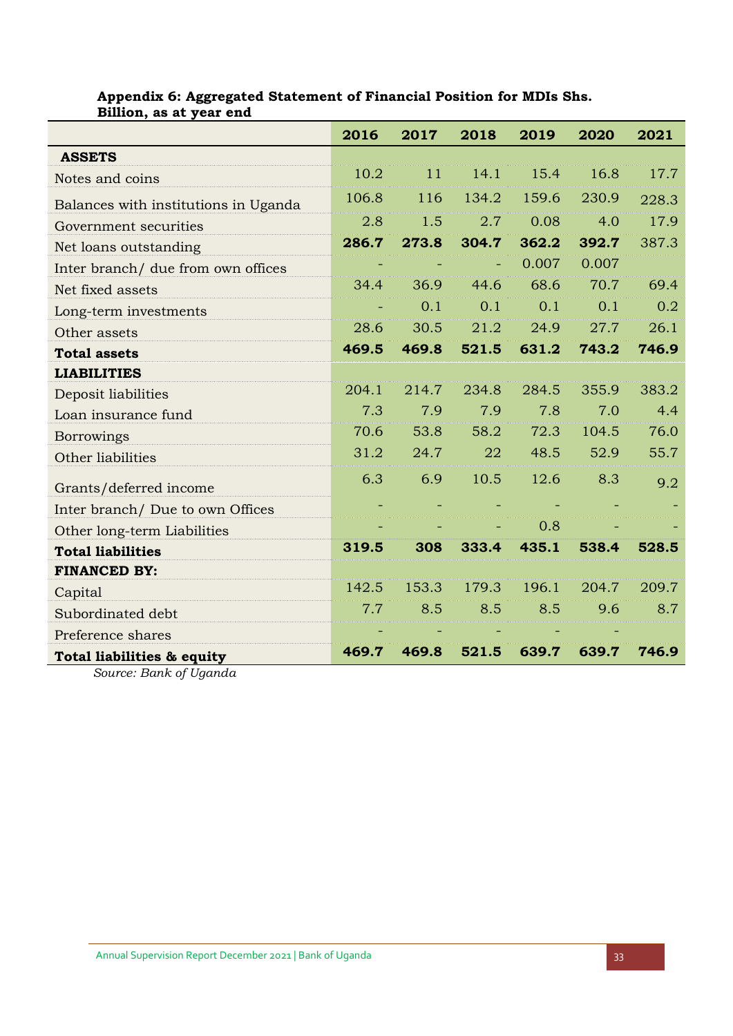**Appendix 6: Aggregated Statement of Financial Position for MDIs Shs. Billion, as at year end**

| | 2016 | 2017 | 2018 | 2019 | 2020 | 2021 |
|---|---|---|---|---|---|---|
| **ASSETS** | | | | | | |
| Notes and coins | 10.2 | 11 | 14.1 | 15.4 | 16.8 | 17.7 |
| Balances with institutions in Uganda | 106.8 | 116 | 134.2 | 159.6 | 230.9 | 228.3 |
| Government securities | 2.8 | 1.5 | 2.7 | 0.08 | 4.0 | 17.9 |
| Net loans outstanding | **286.7** | **273.8** | **304.7** | **362.2** | **392.7** | 387.3 |
| Inter branch/ due from own offices | - | - | - | 0.007 | 0.007 | |
| Net fixed assets | 34.4 | 36.9 | 44.6 | 68.6 | 70.7 | 69.4 |
| Long-term investments | - | 0.1 | 0.1 | 0.1 | 0.1 | 0.2 |
| Other assets | 28.6 | 30.5 | 21.2 | 24.9 | 27.7 | 26.1 |
| **Total assets** | **469.5** | **469.8** | **521.5** | **631.2** | **743.2** | **746.9** |
| **LIABILITIES** | | | | | | |
| Deposit liabilities | 204.1 | 214.7 | 234.8 | 284.5 | 355.9 | 383.2 |
| Loan insurance fund | 7.3 | 7.9 | 7.9 | 7.8 | 7.0 | 4.4 |
| Borrowings | 70.6 | 53.8 | 58.2 | 72.3 | 104.5 | 76.0 |
| Other liabilities | 31.2 | 24.7 | 22 | 48.5 | 52.9 | 55.7 |
| Grants/deferred income | 6.3 | 6.9 | 10.5 | 12.6 | 8.3 | 9.2 |
| Inter branch/ Due to own Offices | - | - | - | - | - | - |
| Other long-term Liabilities | - | - | - | 0.8 | - | - |
| **Total liabilities** | **319.5** | **308** | **333.4** | **435.1** | **538.4** | **528.5** |
| **FINANCED BY:** | | | | | | |
| Capital | 142.5 | 153.3 | 179.3 | 196.1 | 204.7 | 209.7 |
| Subordinated debt | 7.7 | 8.5 | 8.5 | 8.5 | 9.6 | 8.7 |
| Preference shares | - | - | - | - | - | |
| **Total liabilities & equity** | **469.7** | **469.8** | **521.5** | **639.7** | **639.7** | **746.9** |

*Source: Bank of Uganda*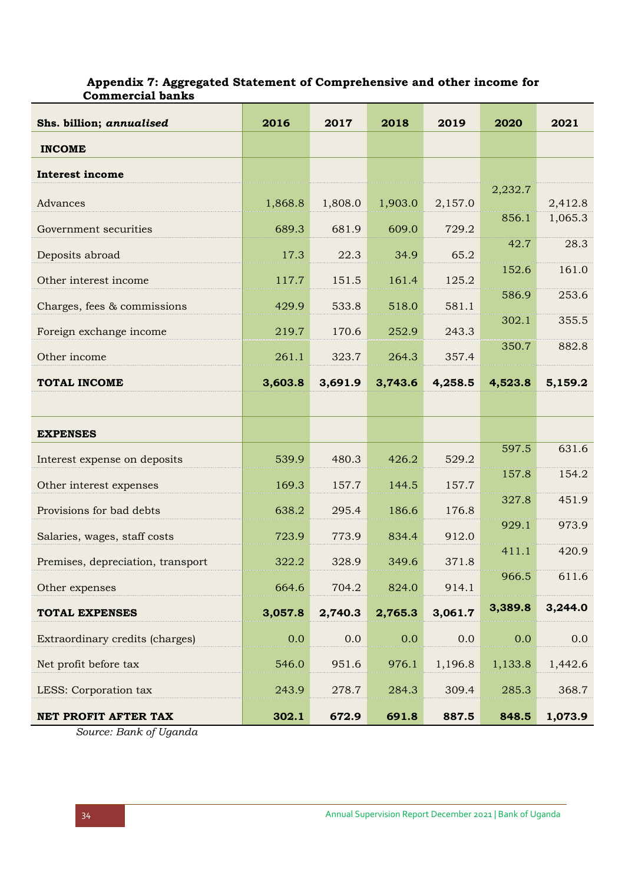## Appendix 7: Aggregated Statement of Comprehensive and other income for Commercial banks

| Shs. billion; *annualised* | 2016 | 2017 | 2018 | 2019 | 2020 | 2021 |
|---|---|---|---|---|---|---|
| **INCOME** | | | | | | |
| **Interest income** | | | | | | |
| Advances | 1,868.8 | 1,808.0 | 1,903.0 | 2,157.0 | 2,232.7 | 2,412.8 |
| Government securities | 689.3 | 681.9 | 609.0 | 729.2 | 856.1 | 1,065.3 |
| Deposits abroad | 17.3 | 22.3 | 34.9 | 65.2 | 42.7 | 28.3 |
| Other interest income | 117.7 | 151.5 | 161.4 | 125.2 | 152.6 | 161.0 |
| Charges, fees & commissions | 429.9 | 533.8 | 518.0 | 581.1 | 586.9 | 253.6 |
| Foreign exchange income | 219.7 | 170.6 | 252.9 | 243.3 | 302.1 | 355.5 |
| Other income | 261.1 | 323.7 | 264.3 | 357.4 | 350.7 | 882.8 |
| **TOTAL INCOME** | **3,603.8** | **3,691.9** | **3,743.6** | **4,258.5** | **4,523.8** | **5,159.2** |
| | | | | | | |
| **EXPENSES** | | | | | | |
| Interest expense on deposits | 539.9 | 480.3 | 426.2 | 529.2 | 597.5 | 631.6 |
| Other interest expenses | 169.3 | 157.7 | 144.5 | 157.7 | 157.8 | 154.2 |
| Provisions for bad debts | 638.2 | 295.4 | 186.6 | 176.8 | 327.8 | 451.9 |
| Salaries, wages, staff costs | 723.9 | 773.9 | 834.4 | 912.0 | 929.1 | 973.9 |
| Premises, depreciation, transport | 322.2 | 328.9 | 349.6 | 371.8 | 411.1 | 420.9 |
| Other expenses | 664.6 | 704.2 | 824.0 | 914.1 | 966.5 | 611.6 |
| **TOTAL EXPENSES** | **3,057.8** | **2,740.3** | **2,765.3** | **3,061.7** | **3,389.8** | **3,244.0** |
| Extraordinary credits (charges) | 0.0 | 0.0 | 0.0 | 0.0 | 0.0 | 0.0 |
| Net profit before tax | 546.0 | 951.6 | 976.1 | 1,196.8 | 1,133.8 | 1,442.6 |
| LESS: Corporation tax | 243.9 | 278.7 | 284.3 | 309.4 | 285.3 | 368.7 |
| **NET PROFIT AFTER TAX** | **302.1** | **672.9** | **691.8** | **887.5** | **848.5** | **1,073.9** |

*Source: Bank of Uganda*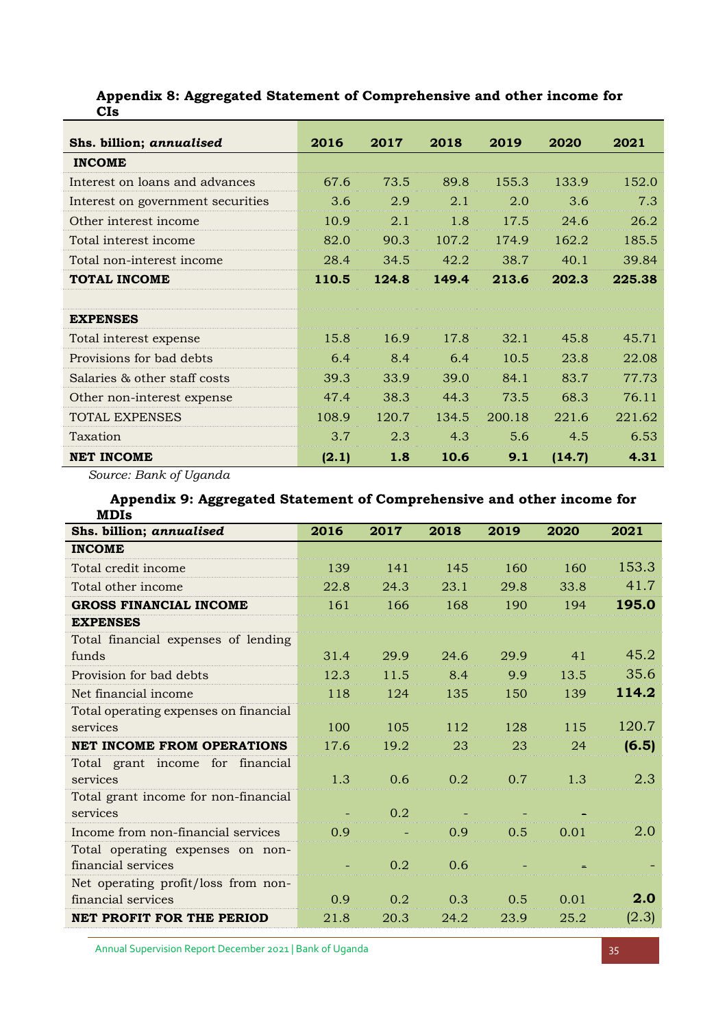**Appendix 8: Aggregated Statement of Comprehensive and other income for CIs**

| Shs. billion; *annualised* | 2016 | 2017 | 2018 | 2019 | 2020 | 2021 |
|---|---|---|---|---|---|---|
| **INCOME** | | | | | | |
| Interest on loans and advances | 67.6 | 73.5 | 89.8 | 155.3 | 133.9 | 152.0 |
| Interest on government securities | 3.6 | 2.9 | 2.1 | 2.0 | 3.6 | 7.3 |
| Other interest income | 10.9 | 2.1 | 1.8 | 17.5 | 24.6 | 26.2 |
| Total interest income | 82.0 | 90.3 | 107.2 | 174.9 | 162.2 | 185.5 |
| Total non-interest income | 28.4 | 34.5 | 42.2 | 38.7 | 40.1 | 39.84 |
| **TOTAL INCOME** | **110.5** | **124.8** | **149.4** | **213.6** | **202.3** | **225.38** |
| | | | | | | |
| **EXPENSES** | | | | | | |
| Total interest expense | 15.8 | 16.9 | 17.8 | 32.1 | 45.8 | 45.71 |
| Provisions for bad debts | 6.4 | 8.4 | 6.4 | 10.5 | 23.8 | 22.08 |
| Salaries & other staff costs | 39.3 | 33.9 | 39.0 | 84.1 | 83.7 | 77.73 |
| Other non-interest expense | 47.4 | 38.3 | 44.3 | 73.5 | 68.3 | 76.11 |
| TOTAL EXPENSES | 108.9 | 120.7 | 134.5 | 200.18 | 221.6 | 221.62 |
| Taxation | 3.7 | 2.3 | 4.3 | 5.6 | 4.5 | 6.53 |
| **NET INCOME** | **(2.1)** | **1.8** | **10.6** | **9.1** | **(14.7)** | **4.31** |

*Source: Bank of Uganda*

**Appendix 9: Aggregated Statement of Comprehensive and other income for MDIs**

| Shs. billion; *annualised* | 2016 | 2017 | 2018 | 2019 | 2020 | 2021 |
|---|---|---|---|---|---|---|
| **INCOME** | | | | | | |
| Total credit income | 139 | 141 | 145 | 160 | 160 | 153.3 |
| Total other income | 22.8 | 24.3 | 23.1 | 29.8 | 33.8 | 41.7 |
| **GROSS FINANCIAL INCOME** | 161 | 166 | 168 | 190 | 194 | **195.0** |
| **EXPENSES** | | | | | | |
| Total financial expenses of lending funds | 31.4 | 29.9 | 24.6 | 29.9 | 41 | 45.2 |
| Provision for bad debts | 12.3 | 11.5 | 8.4 | 9.9 | 13.5 | 35.6 |
| Net financial income | 118 | 124 | 135 | 150 | 139 | **114.2** |
| Total operating expenses on financial services | 100 | 105 | 112 | 128 | 115 | 120.7 |
| **NET INCOME FROM OPERATIONS** | 17.6 | 19.2 | 23 | 23 | 24 | **(6.5)** |
| Total grant income for financial services | 1.3 | 0.6 | 0.2 | 0.7 | 1.3 | 2.3 |
| Total grant income for non-financial services | - | 0.2 | - | - | - | |
| Income from non-financial services | 0.9 | - | 0.9 | 0.5 | 0.01 | 2.0 |
| Total operating expenses on non-financial services | - | 0.2 | 0.6 | - | - | - |
| Net operating profit/loss from non-financial services | 0.9 | 0.2 | 0.3 | 0.5 | 0.01 | **2.0** |
| **NET PROFIT FOR THE PERIOD** | 21.8 | 20.3 | 24.2 | 23.9 | 25.2 | (2.3) |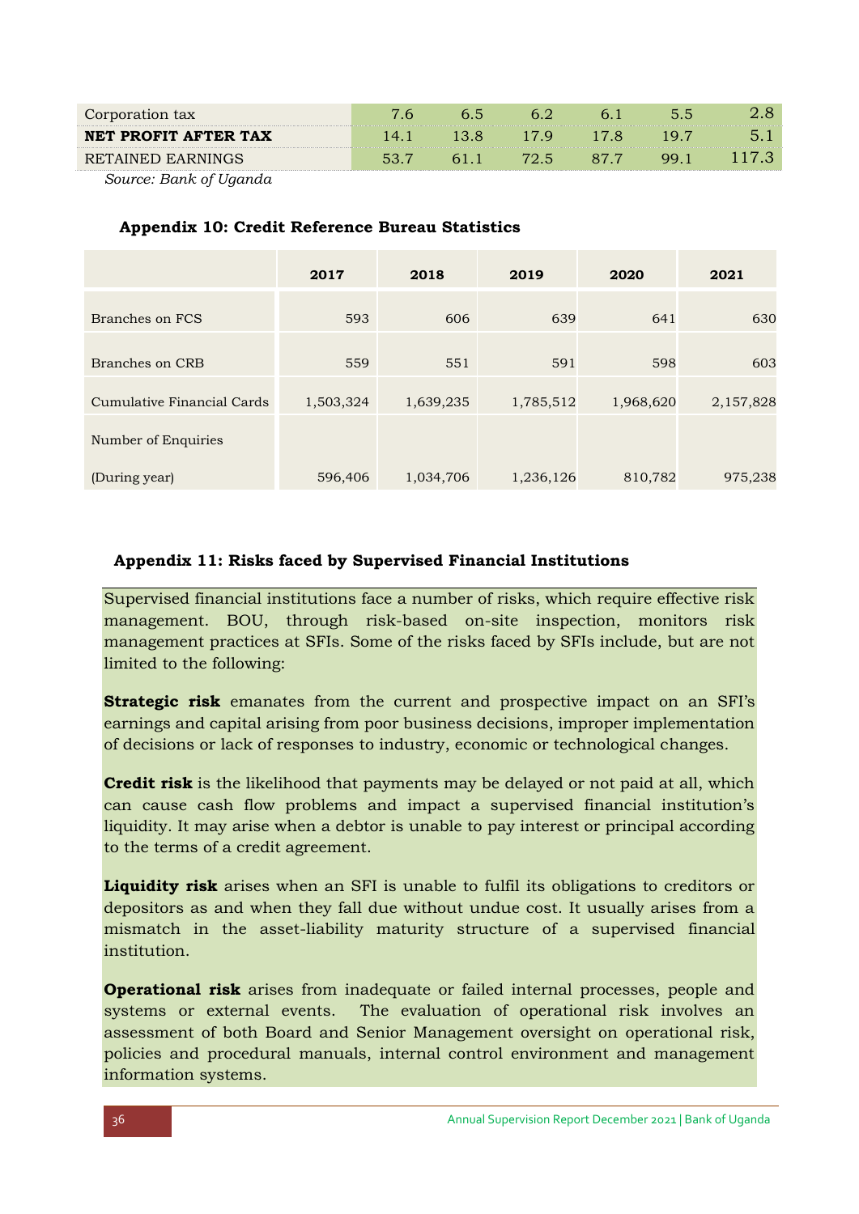| | | | | | | |
|---|---|---|---|---|---|---|
| Corporation tax | 7.6 | 6.5 | 6.2 | 6.1 | 5.5 | 2.8 |
| **NET PROFIT AFTER TAX** | 14.1 | 13.8 | 17.9 | 17.8 | 19.7 | 5.1 |
| RETAINED EARNINGS | 53.7 | 61.1 | 72.5 | 87.7 | 99.1 | 117.3 |

*Source: Bank of Uganda*

**Appendix 10: Credit Reference Bureau Statistics**

| | 2017 | 2018 | 2019 | 2020 | 2021 |
|---|---|---|---|---|---|
| Branches on FCS | 593 | 606 | 639 | 641 | 630 |
| Branches on CRB | 559 | 551 | 591 | 598 | 603 |
| Cumulative Financial Cards | 1,503,324 | 1,639,235 | 1,785,512 | 1,968,620 | 2,157,828 |
| Number of Enquiries (During year) | 596,406 | 1,034,706 | 1,236,126 | 810,782 | 975,238 |

**Appendix 11: Risks faced by Supervised Financial Institutions**

Supervised financial institutions face a number of risks, which require effective risk management. BOU, through risk-based on-site inspection, monitors risk management practices at SFIs. Some of the risks faced by SFIs include, but are not limited to the following:

**Strategic risk** emanates from the current and prospective impact on an SFI's earnings and capital arising from poor business decisions, improper implementation of decisions or lack of responses to industry, economic or technological changes.

**Credit risk** is the likelihood that payments may be delayed or not paid at all, which can cause cash flow problems and impact a supervised financial institution's liquidity. It may arise when a debtor is unable to pay interest or principal according to the terms of a credit agreement.

**Liquidity risk** arises when an SFI is unable to fulfil its obligations to creditors or depositors as and when they fall due without undue cost. It usually arises from a mismatch in the asset-liability maturity structure of a supervised financial institution.

**Operational risk** arises from inadequate or failed internal processes, people and systems or external events. The evaluation of operational risk involves an assessment of both Board and Senior Management oversight on operational risk, policies and procedural manuals, internal control environment and management information systems.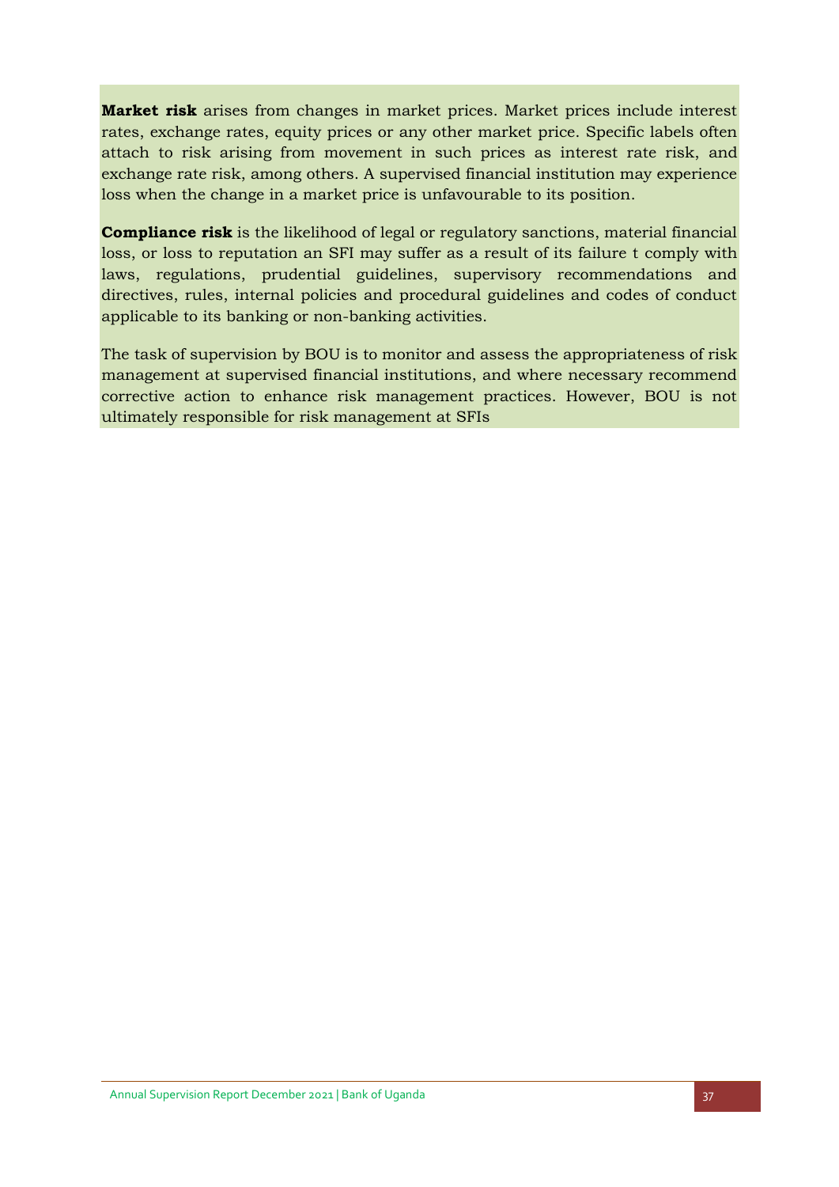**Market risk** arises from changes in market prices. Market prices include interest rates, exchange rates, equity prices or any other market price. Specific labels often attach to risk arising from movement in such prices as interest rate risk, and exchange rate risk, among others. A supervised financial institution may experience loss when the change in a market price is unfavourable to its position.

**Compliance risk** is the likelihood of legal or regulatory sanctions, material financial loss, or loss to reputation an SFI may suffer as a result of its failure t comply with laws, regulations, prudential guidelines, supervisory recommendations and directives, rules, internal policies and procedural guidelines and codes of conduct applicable to its banking or non-banking activities.

The task of supervision by BOU is to monitor and assess the appropriateness of risk management at supervised financial institutions, and where necessary recommend corrective action to enhance risk management practices. However, BOU is not ultimately responsible for risk management at SFIs